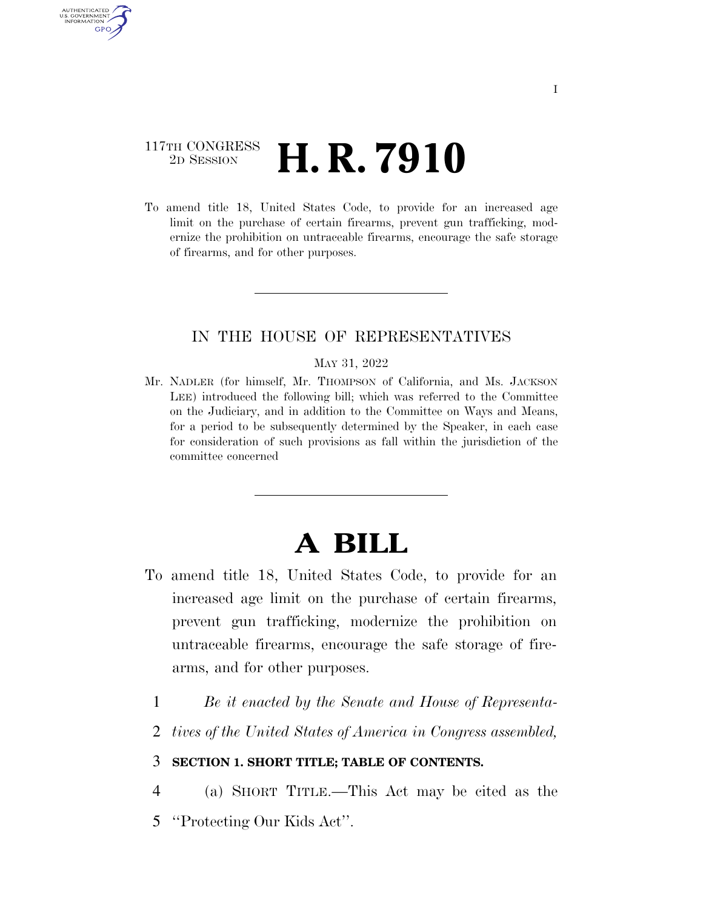117TH CONGRESS
2D SESSION

# H. R. 7910

To amend title 18, United States Code, to provide for an increased age limit on the purchase of certain firearms, prevent gun trafficking, modernize the prohibition on untraceable firearms, encourage the safe storage of firearms, and for other purposes.

---

IN THE HOUSE OF REPRESENTATIVES

MAY 31, 2022

Mr. NADLER (for himself, Mr. THOMPSON of California, and Ms. JACKSON LEE) introduced the following bill; which was referred to the Committee on the Judiciary, and in addition to the Committee on Ways and Means, for a period to be subsequently determined by the Speaker, in each case for consideration of such provisions as fall within the jurisdiction of the committee concerned

---

# A BILL

To amend title 18, United States Code, to provide for an increased age limit on the purchase of certain firearms, prevent gun trafficking, modernize the prohibition on untraceable firearms, encourage the safe storage of firearms, and for other purposes.

1 *Be it enacted by the Senate and House of Representa-*
2 *tives of the United States of America in Congress assembled,*

3 **SECTION 1. SHORT TITLE; TABLE OF CONTENTS.**

4 (a) SHORT TITLE.—This Act may be cited as the
5 ''Protecting Our Kids Act''.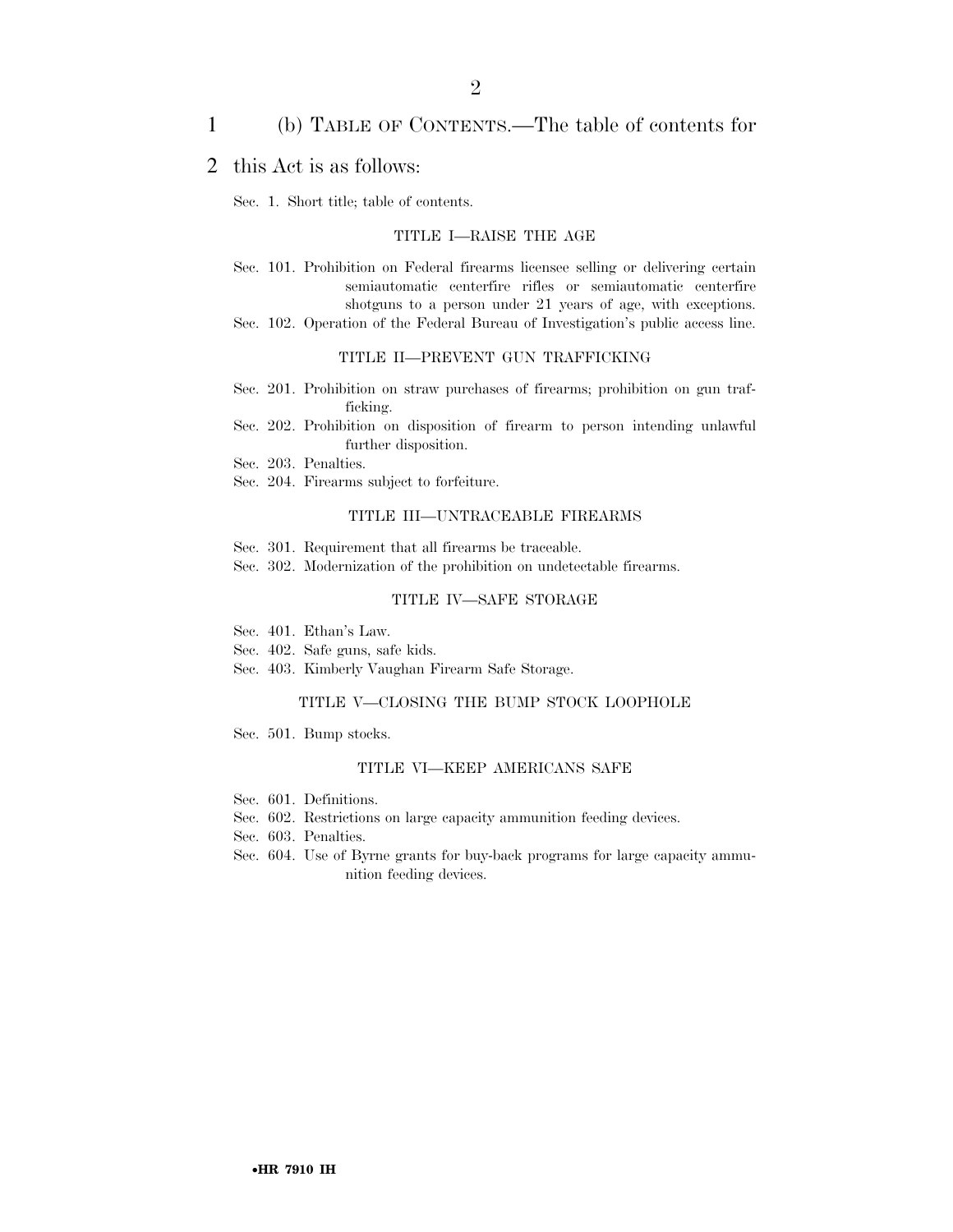(b) TABLE OF CONTENTS.—The table of contents for this Act is as follows:

Sec. 1. Short title; table of contents.

TITLE I—RAISE THE AGE

Sec. 101. Prohibition on Federal firearms licensee selling or delivering certain semiautomatic centerfire rifles or semiautomatic centerfire shotguns to a person under 21 years of age, with exceptions.

Sec. 102. Operation of the Federal Bureau of Investigation's public access line.

TITLE II—PREVENT GUN TRAFFICKING

Sec. 201. Prohibition on straw purchases of firearms; prohibition on gun trafficking.

Sec. 202. Prohibition on disposition of firearm to person intending unlawful further disposition.

Sec. 203. Penalties.

Sec. 204. Firearms subject to forfeiture.

TITLE III—UNTRACEABLE FIREARMS

Sec. 301. Requirement that all firearms be traceable.

Sec. 302. Modernization of the prohibition on undetectable firearms.

TITLE IV—SAFE STORAGE

Sec. 401. Ethan's Law.

Sec. 402. Safe guns, safe kids.

Sec. 403. Kimberly Vaughan Firearm Safe Storage.

TITLE V—CLOSING THE BUMP STOCK LOOPHOLE

Sec. 501. Bump stocks.

TITLE VI—KEEP AMERICANS SAFE

Sec. 601. Definitions.

Sec. 602. Restrictions on large capacity ammunition feeding devices.

Sec. 603. Penalties.

Sec. 604. Use of Byrne grants for buy-back programs for large capacity ammunition feeding devices.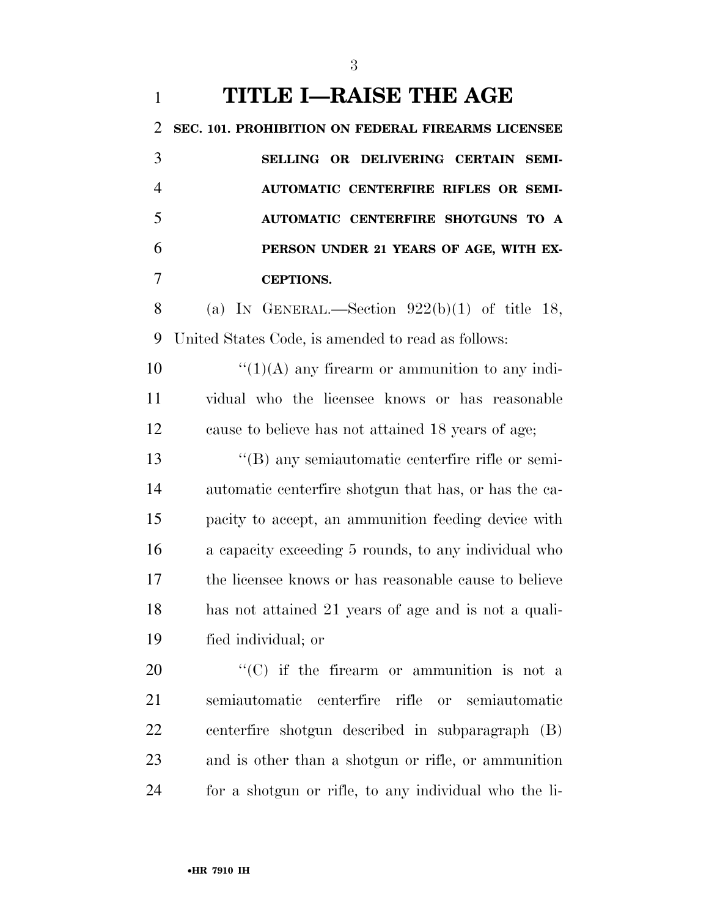# TITLE I—RAISE THE AGE

**SEC. 101. PROHIBITION ON FEDERAL FIREARMS LICENSEE SELLING OR DELIVERING CERTAIN SEMI-AUTOMATIC CENTERFIRE RIFLES OR SEMI-AUTOMATIC CENTERFIRE SHOTGUNS TO A PERSON UNDER 21 YEARS OF AGE, WITH EXCEPTIONS.**

(a) IN GENERAL.—Section 922(b)(1) of title 18, United States Code, is amended to read as follows:

"(1)(A) any firearm or ammunition to any individual who the licensee knows or has reasonable cause to believe has not attained 18 years of age;

"(B) any semiautomatic centerfire rifle or semiautomatic centerfire shotgun that has, or has the capacity to accept, an ammunition feeding device with a capacity exceeding 5 rounds, to any individual who the licensee knows or has reasonable cause to believe has not attained 21 years of age and is not a qualified individual; or

"(C) if the firearm or ammunition is not a semiautomatic centerfire rifle or semiautomatic centerfire shotgun described in subparagraph (B) and is other than a shotgun or rifle, or ammunition for a shotgun or rifle, to any individual who the li-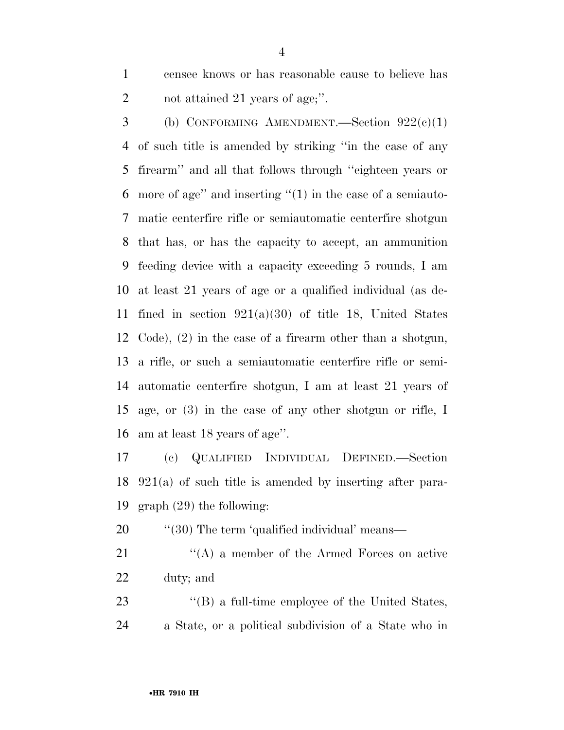censee knows or has reasonable cause to believe has not attained 21 years of age;''.

(b) CONFORMING AMENDMENT.—Section 922(c)(1) of such title is amended by striking ''in the case of any firearm'' and all that follows through ''eighteen years or more of age'' and inserting ''(1) in the case of a semiautomatic centerfire rifle or semiautomatic centerfire shotgun that has, or has the capacity to accept, an ammunition feeding device with a capacity exceeding 5 rounds, I am at least 21 years of age or a qualified individual (as defined in section 921(a)(30) of title 18, United States Code), (2) in the case of a firearm other than a shotgun, a rifle, or such a semiautomatic centerfire rifle or semiautomatic centerfire shotgun, I am at least 21 years of age, or (3) in the case of any other shotgun or rifle, I am at least 18 years of age''.

(c) QUALIFIED INDIVIDUAL DEFINED.—Section 921(a) of such title is amended by inserting after paragraph (29) the following:

''(30) The term 'qualified individual' means—

''(A) a member of the Armed Forces on active duty; and

''(B) a full-time employee of the United States, a State, or a political subdivision of a State who in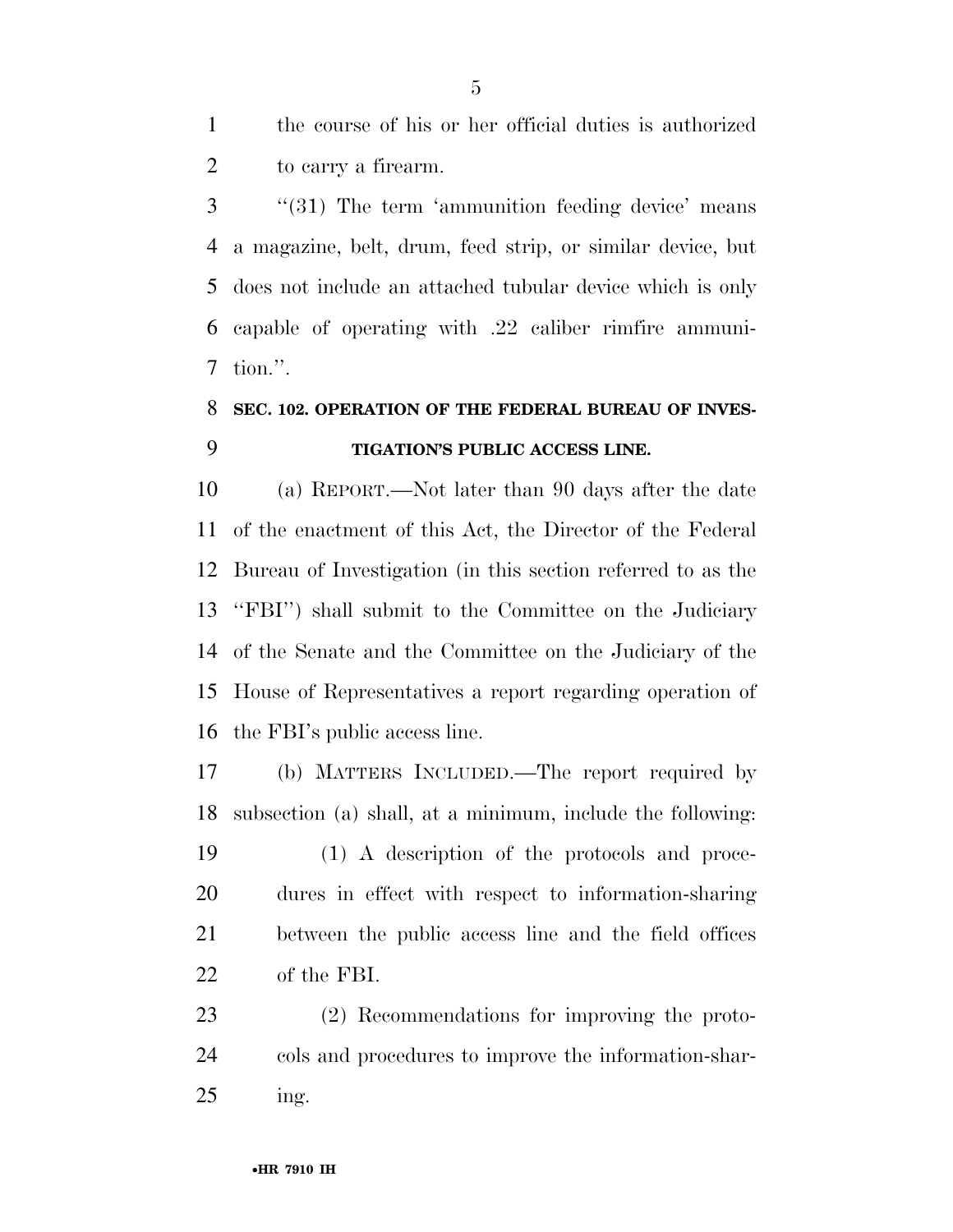the course of his or her official duties is authorized to carry a firearm.

''(31) The term 'ammunition feeding device' means a magazine, belt, drum, feed strip, or similar device, but does not include an attached tubular device which is only capable of operating with .22 caliber rimfire ammunition.''.

## SEC. 102. OPERATION OF THE FEDERAL BUREAU OF INVESTIGATION'S PUBLIC ACCESS LINE.

(a) REPORT.—Not later than 90 days after the date of the enactment of this Act, the Director of the Federal Bureau of Investigation (in this section referred to as the ''FBI'') shall submit to the Committee on the Judiciary of the Senate and the Committee on the Judiciary of the House of Representatives a report regarding operation of the FBI's public access line.

(b) MATTERS INCLUDED.—The report required by subsection (a) shall, at a minimum, include the following:

(1) A description of the protocols and procedures in effect with respect to information-sharing between the public access line and the field offices of the FBI.

(2) Recommendations for improving the protocols and procedures to improve the information-sharing.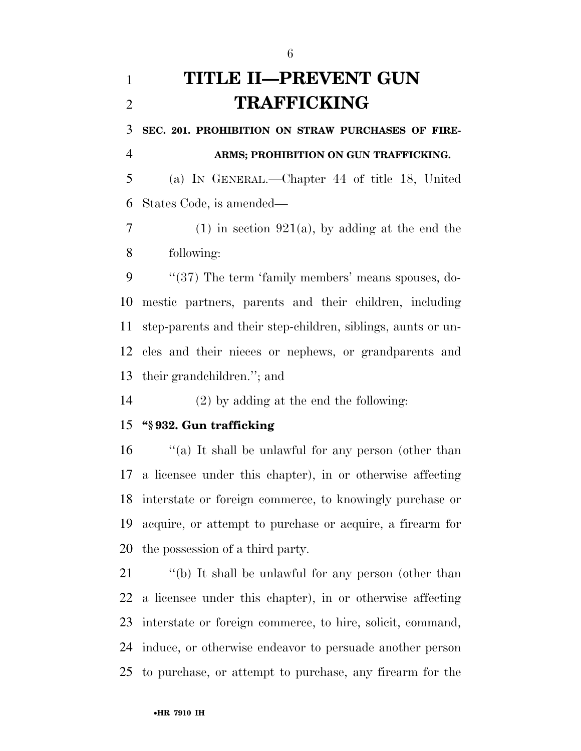# TITLE II—PREVENT GUN TRAFFICKING

**SEC. 201. PROHIBITION ON STRAW PURCHASES OF FIREARMS; PROHIBITION ON GUN TRAFFICKING.**

(a) IN GENERAL.—Chapter 44 of title 18, United States Code, is amended—

(1) in section 921(a), by adding at the end the following:

''(37) The term 'family members' means spouses, domestic partners, parents and their children, including step-parents and their step-children, siblings, aunts or uncles and their nieces or nephews, or grandparents and their grandchildren.''; and

(2) by adding at the end the following:

**''§ 932. Gun trafficking**

''(a) It shall be unlawful for any person (other than a licensee under this chapter), in or otherwise affecting interstate or foreign commerce, to knowingly purchase or acquire, or attempt to purchase or acquire, a firearm for the possession of a third party.

''(b) It shall be unlawful for any person (other than a licensee under this chapter), in or otherwise affecting interstate or foreign commerce, to hire, solicit, command, induce, or otherwise endeavor to persuade another person to purchase, or attempt to purchase, any firearm for the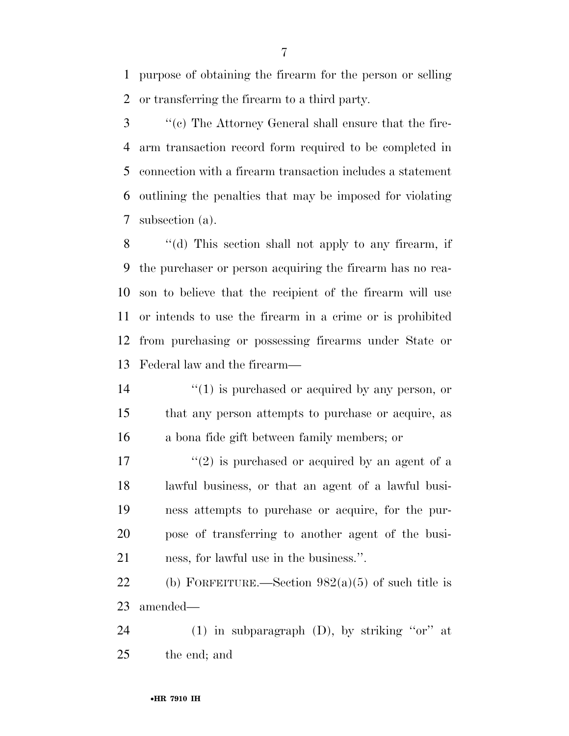purpose of obtaining the firearm for the person or selling or transferring the firearm to a third party.

''(c) The Attorney General shall ensure that the firearm transaction record form required to be completed in connection with a firearm transaction includes a statement outlining the penalties that may be imposed for violating subsection (a).

''(d) This section shall not apply to any firearm, if the purchaser or person acquiring the firearm has no reason to believe that the recipient of the firearm will use or intends to use the firearm in a crime or is prohibited from purchasing or possessing firearms under State or Federal law and the firearm—

''(1) is purchased or acquired by any person, or that any person attempts to purchase or acquire, as a bona fide gift between family members; or

''(2) is purchased or acquired by an agent of a lawful business, or that an agent of a lawful business attempts to purchase or acquire, for the purpose of transferring to another agent of the business, for lawful use in the business.''.

(b) FORFEITURE.—Section 982(a)(5) of such title is amended—

(1) in subparagraph (D), by striking ''or'' at the end; and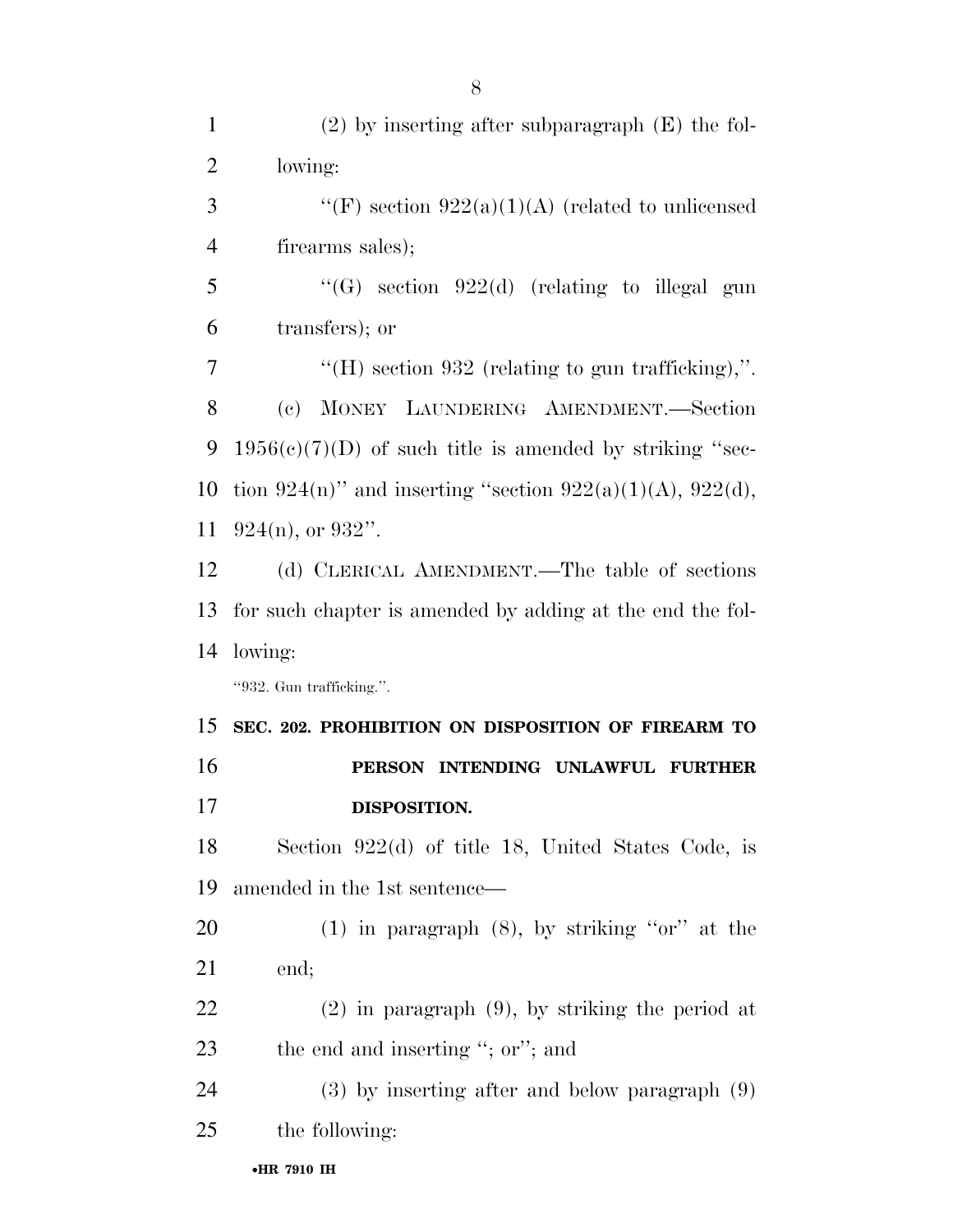(2) by inserting after subparagraph (E) the following:

"(F) section 922(a)(1)(A) (related to unlicensed firearms sales);

"(G) section 922(d) (relating to illegal gun transfers); or

"(H) section 932 (relating to gun trafficking),".

(c) MONEY LAUNDERING AMENDMENT.—Section 1956(c)(7)(D) of such title is amended by striking "section 924(n)" and inserting "section 922(a)(1)(A), 922(d), 924(n), or 932".

(d) CLERICAL AMENDMENT.—The table of sections for such chapter is amended by adding at the end the following:

"932. Gun trafficking.".

**SEC. 202. PROHIBITION ON DISPOSITION OF FIREARM TO PERSON INTENDING UNLAWFUL FURTHER DISPOSITION.**

Section 922(d) of title 18, United States Code, is amended in the 1st sentence—

(1) in paragraph (8), by striking "or" at the end;

(2) in paragraph (9), by striking the period at the end and inserting "; or"; and

(3) by inserting after and below paragraph (9) the following: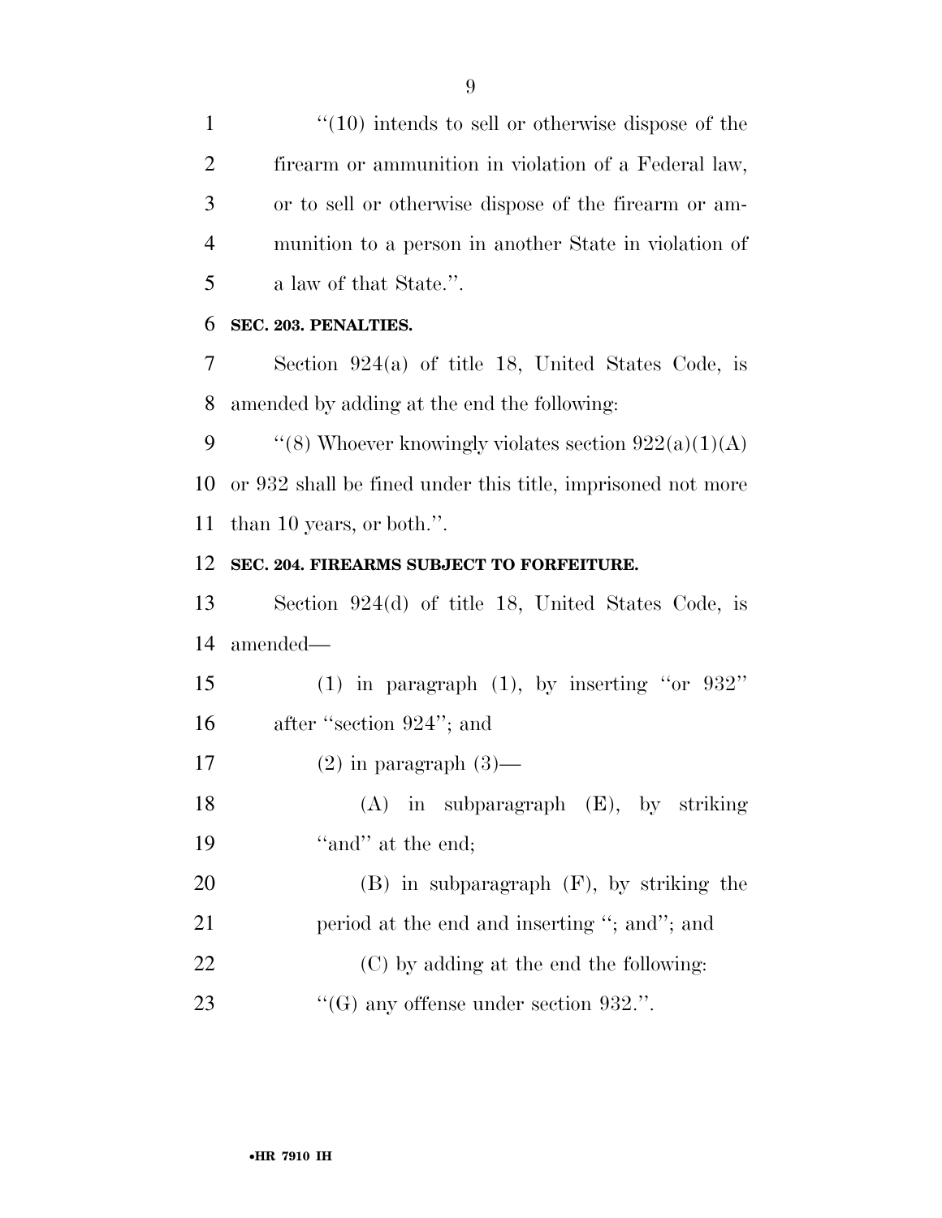''(10) intends to sell or otherwise dispose of the firearm or ammunition in violation of a Federal law, or to sell or otherwise dispose of the firearm or ammunition to a person in another State in violation of a law of that State.''.

**SEC. 203. PENALTIES.**

Section 924(a) of title 18, United States Code, is amended by adding at the end the following:

''(8) Whoever knowingly violates section 922(a)(1)(A) or 932 shall be fined under this title, imprisoned not more than 10 years, or both.''.

**SEC. 204. FIREARMS SUBJECT TO FORFEITURE.**

Section 924(d) of title 18, United States Code, is amended—

(1) in paragraph (1), by inserting ''or 932'' after ''section 924''; and

(2) in paragraph (3)—

(A) in subparagraph (E), by striking ''and'' at the end;

(B) in subparagraph (F), by striking the period at the end and inserting ''; and''; and

(C) by adding at the end the following:

''(G) any offense under section 932.''.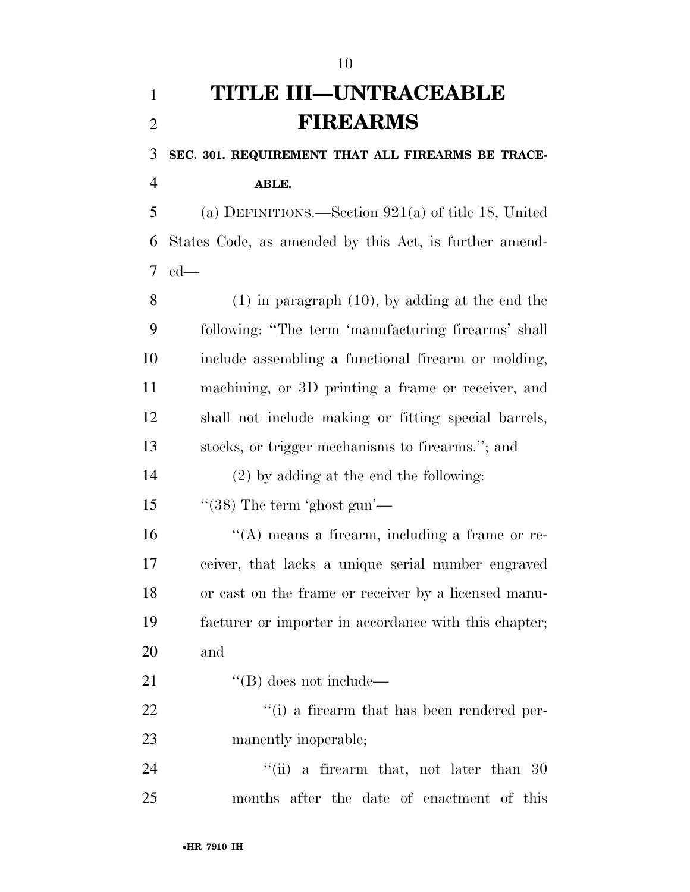# TITLE III—UNTRACEABLE FIREARMS

**SEC. 301. REQUIREMENT THAT ALL FIREARMS BE TRACEABLE.**

(a) DEFINITIONS.—Section 921(a) of title 18, United States Code, as amended by this Act, is further amended—

(1) in paragraph (10), by adding at the end the following: ''The term 'manufacturing firearms' shall include assembling a functional firearm or molding, machining, or 3D printing a frame or receiver, and shall not include making or fitting special barrels, stocks, or trigger mechanisms to firearms.''; and

(2) by adding at the end the following:

''(38) The term 'ghost gun'—

''(A) means a firearm, including a frame or receiver, that lacks a unique serial number engraved or cast on the frame or receiver by a licensed manufacturer or importer in accordance with this chapter; and

''(B) does not include—

''(i) a firearm that has been rendered permanently inoperable;

''(ii) a firearm that, not later than 30 months after the date of enactment of this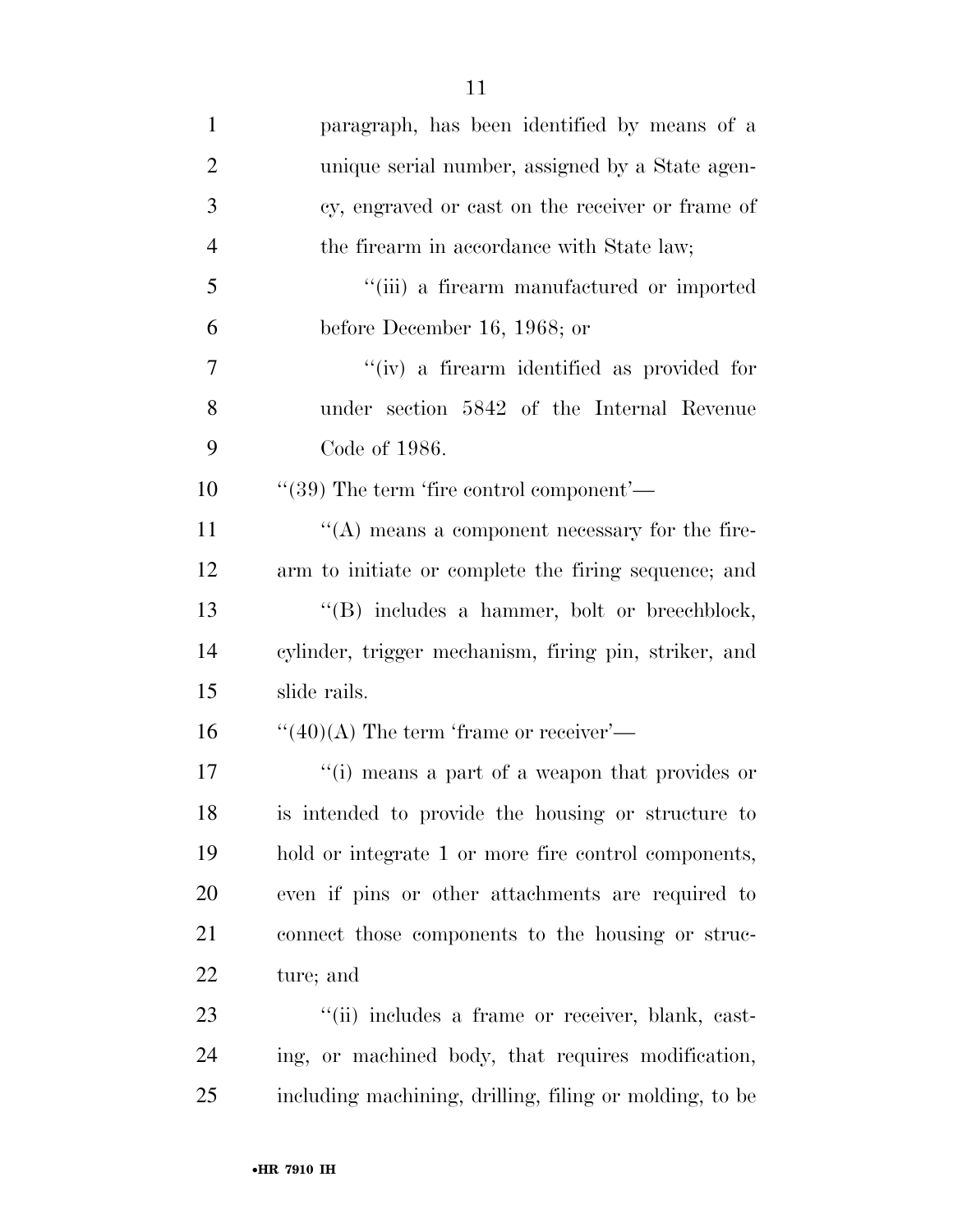paragraph, has been identified by means of a unique serial number, assigned by a State agency, engraved or cast on the receiver or frame of the firearm in accordance with State law;

"(iii) a firearm manufactured or imported before December 16, 1968; or

"(iv) a firearm identified as provided for under section 5842 of the Internal Revenue Code of 1986.

"(39) The term 'fire control component'—

"(A) means a component necessary for the firearm to initiate or complete the firing sequence; and

"(B) includes a hammer, bolt or breechblock, cylinder, trigger mechanism, firing pin, striker, and slide rails.

"(40)(A) The term 'frame or receiver'—

"(i) means a part of a weapon that provides or is intended to provide the housing or structure to hold or integrate 1 or more fire control components, even if pins or other attachments are required to connect those components to the housing or structure; and

"(ii) includes a frame or receiver, blank, casting, or machined body, that requires modification, including machining, drilling, filing or molding, to be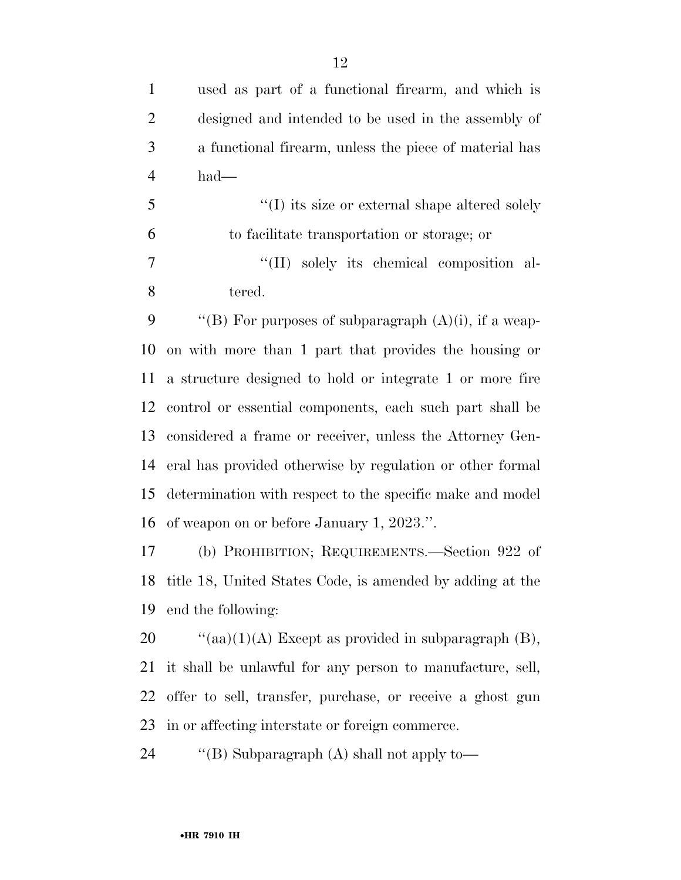used as part of a functional firearm, and which is designed and intended to be used in the assembly of a functional firearm, unless the piece of material has had—

"(I) its size or external shape altered solely to facilitate transportation or storage; or

"(II) solely its chemical composition altered.

"(B) For purposes of subparagraph (A)(i), if a weapon with more than 1 part that provides the housing or a structure designed to hold or integrate 1 or more fire control or essential components, each such part shall be considered a frame or receiver, unless the Attorney General has provided otherwise by regulation or other formal determination with respect to the specific make and model of weapon on or before January 1, 2023.".

(b) PROHIBITION; REQUIREMENTS.—Section 922 of title 18, United States Code, is amended by adding at the end the following:

"(aa)(1)(A) Except as provided in subparagraph (B), it shall be unlawful for any person to manufacture, sell, offer to sell, transfer, purchase, or receive a ghost gun in or affecting interstate or foreign commerce.

"(B) Subparagraph (A) shall not apply to—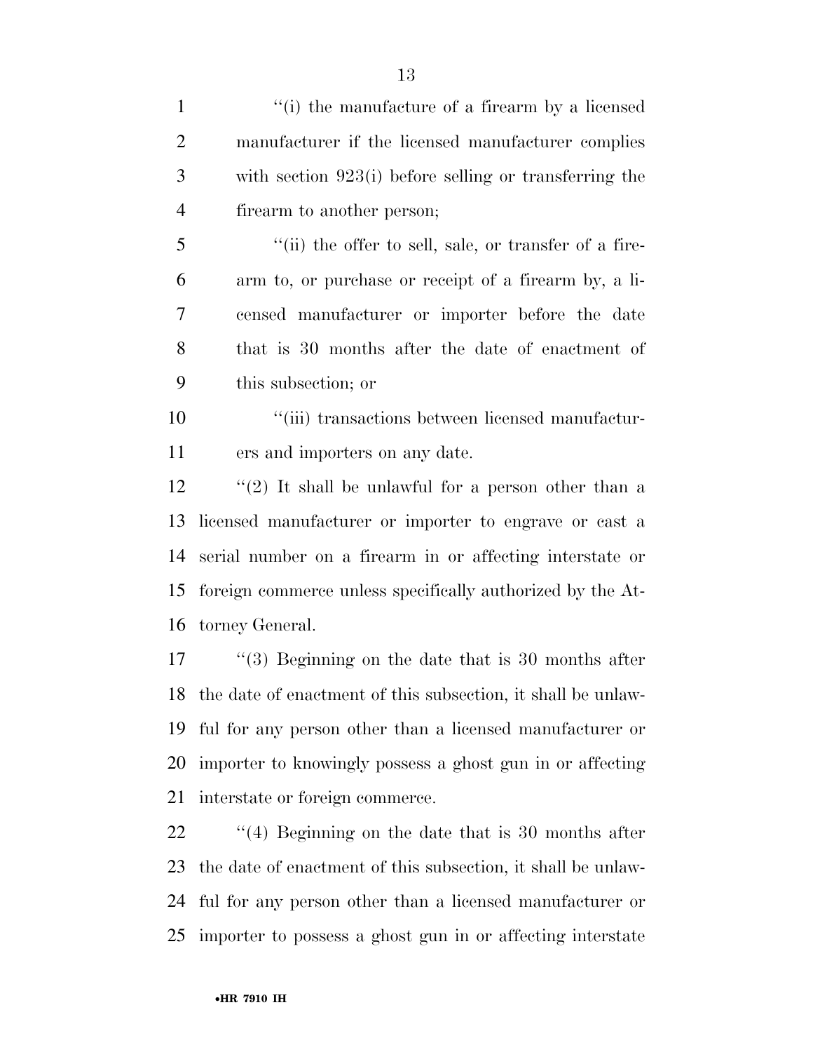"(i) the manufacture of a firearm by a licensed manufacturer if the licensed manufacturer complies with section 923(i) before selling or transferring the firearm to another person;

"(ii) the offer to sell, sale, or transfer of a firearm to, or purchase or receipt of a firearm by, a licensed manufacturer or importer before the date that is 30 months after the date of enactment of this subsection; or

"(iii) transactions between licensed manufacturers and importers on any date.

"(2) It shall be unlawful for a person other than a licensed manufacturer or importer to engrave or cast a serial number on a firearm in or affecting interstate or foreign commerce unless specifically authorized by the Attorney General.

"(3) Beginning on the date that is 30 months after the date of enactment of this subsection, it shall be unlawful for any person other than a licensed manufacturer or importer to knowingly possess a ghost gun in or affecting interstate or foreign commerce.

"(4) Beginning on the date that is 30 months after the date of enactment of this subsection, it shall be unlawful for any person other than a licensed manufacturer or importer to possess a ghost gun in or affecting interstate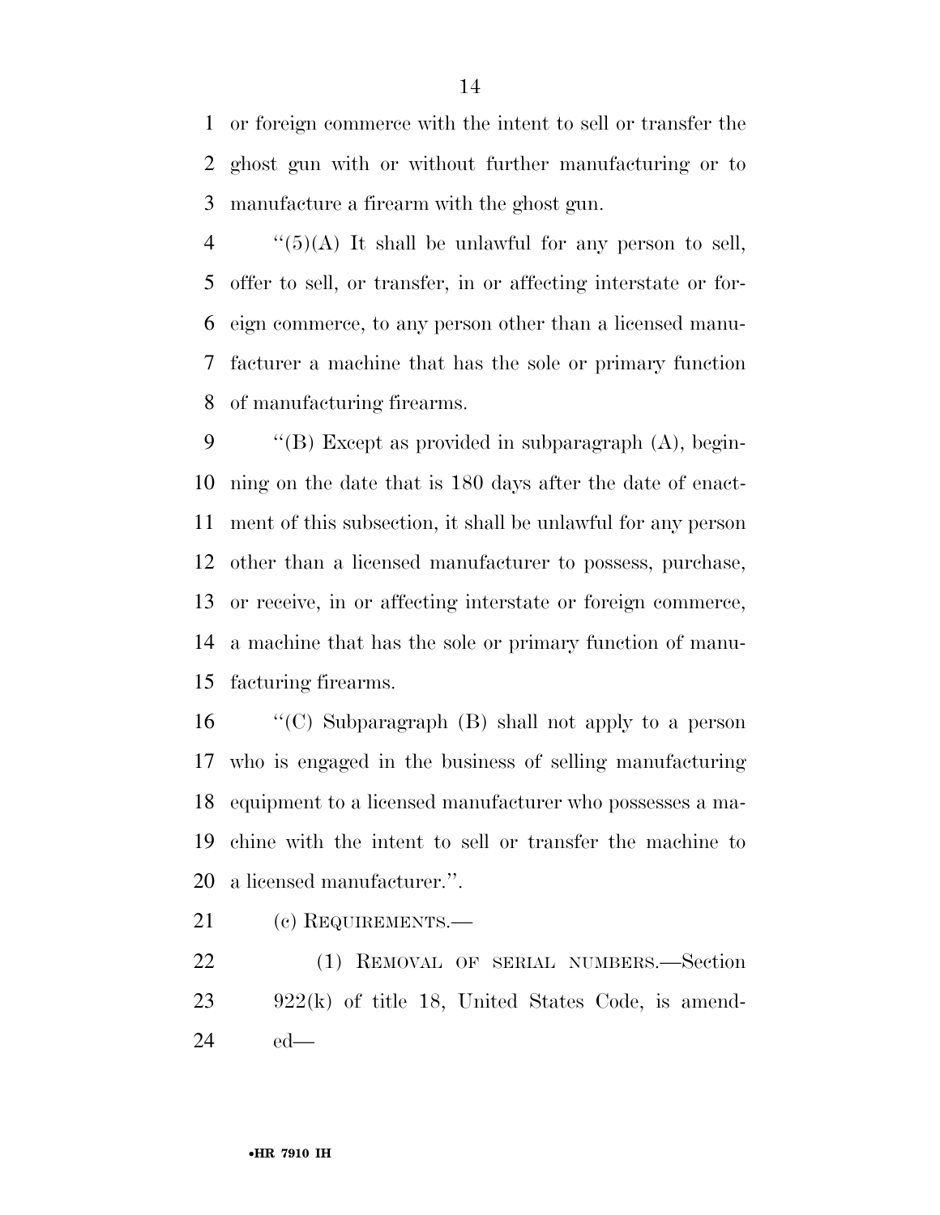or foreign commerce with the intent to sell or transfer the ghost gun with or without further manufacturing or to manufacture a firearm with the ghost gun.

"(5)(A) It shall be unlawful for any person to sell, offer to sell, or transfer, in or affecting interstate or foreign commerce, to any person other than a licensed manufacturer a machine that has the sole or primary function of manufacturing firearms.

"(B) Except as provided in subparagraph (A), beginning on the date that is 180 days after the date of enactment of this subsection, it shall be unlawful for any person other than a licensed manufacturer to possess, purchase, or receive, in or affecting interstate or foreign commerce, a machine that has the sole or primary function of manufacturing firearms.

"(C) Subparagraph (B) shall not apply to a person who is engaged in the business of selling manufacturing equipment to a licensed manufacturer who possesses a machine with the intent to sell or transfer the machine to a licensed manufacturer.".

(c) REQUIREMENTS.—

(1) REMOVAL OF SERIAL NUMBERS.—Section 922(k) of title 18, United States Code, is amended—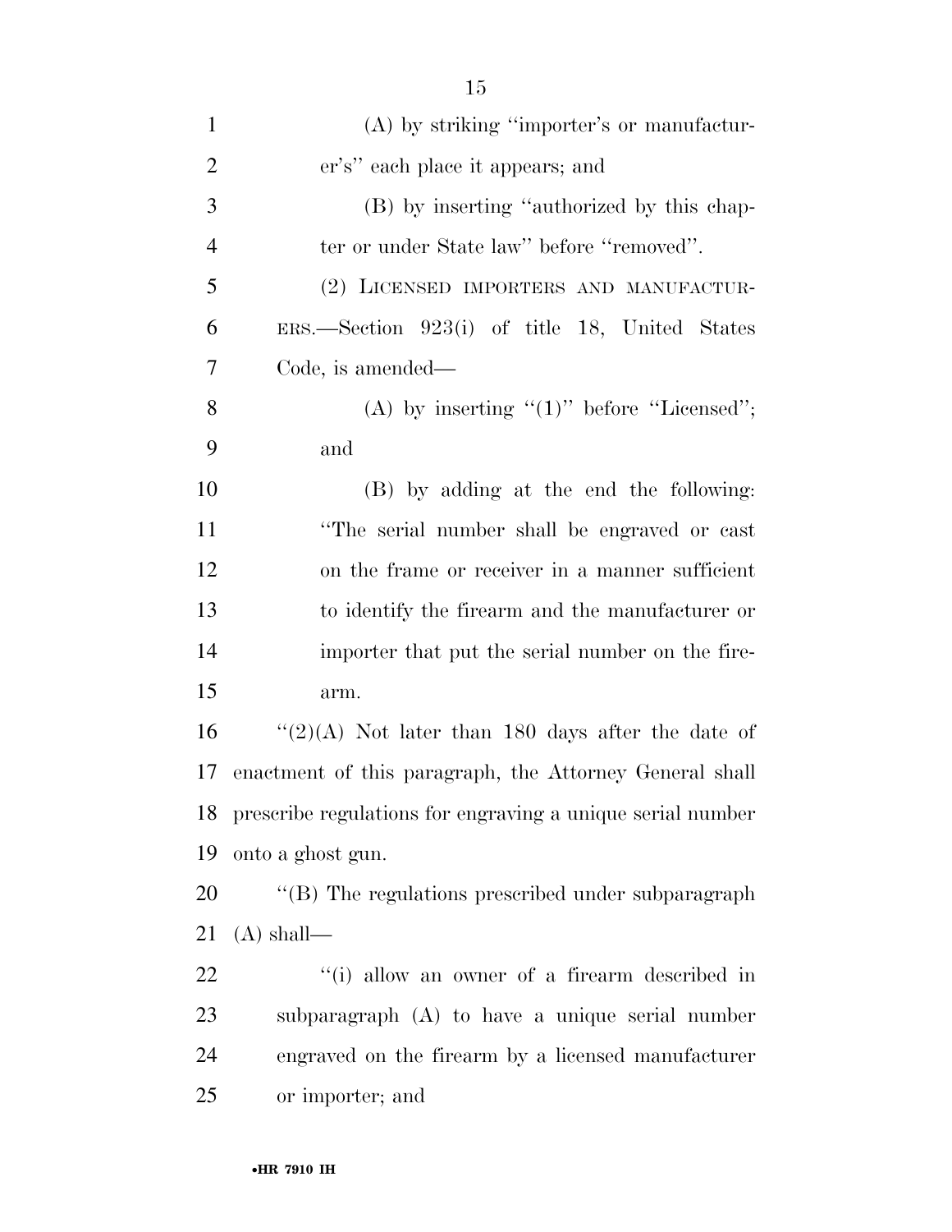(A) by striking ''importer's or manufacturer's'' each place it appears; and

(B) by inserting ''authorized by this chapter or under State law'' before ''removed''.

(2) LICENSED IMPORTERS AND MANUFACTURERS.—Section 923(i) of title 18, United States Code, is amended—

(A) by inserting ''(1)'' before ''Licensed''; and

(B) by adding at the end the following: ''The serial number shall be engraved or cast on the frame or receiver in a manner sufficient to identify the firearm and the manufacturer or importer that put the serial number on the firearm.

''(2)(A) Not later than 180 days after the date of enactment of this paragraph, the Attorney General shall prescribe regulations for engraving a unique serial number onto a ghost gun.

''(B) The regulations prescribed under subparagraph (A) shall—

''(i) allow an owner of a firearm described in subparagraph (A) to have a unique serial number engraved on the firearm by a licensed manufacturer or importer; and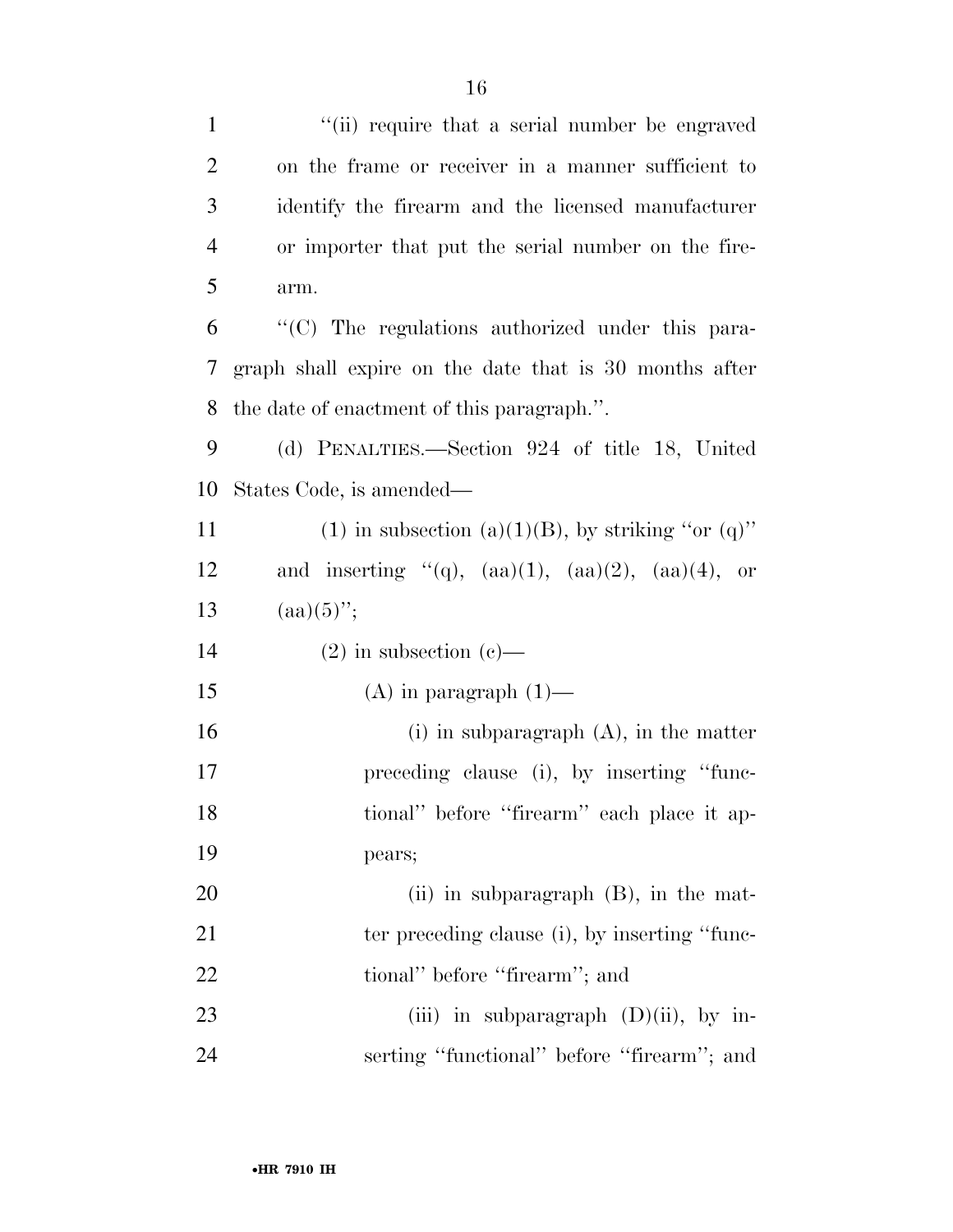''(ii) require that a serial number be engraved on the frame or receiver in a manner sufficient to identify the firearm and the licensed manufacturer or importer that put the serial number on the firearm.

''(C) The regulations authorized under this paragraph shall expire on the date that is 30 months after the date of enactment of this paragraph.''.

(d) PENALTIES.—Section 924 of title 18, United States Code, is amended—

(1) in subsection (a)(1)(B), by striking ''or (q)'' and inserting ''(q), (aa)(1), (aa)(2), (aa)(4), or (aa)(5)'';

(2) in subsection (c)—

(A) in paragraph (1)—

(i) in subparagraph (A), in the matter preceding clause (i), by inserting ''functional'' before ''firearm'' each place it appears;

(ii) in subparagraph (B), in the matter preceding clause (i), by inserting ''functional'' before ''firearm''; and

(iii) in subparagraph (D)(ii), by inserting ''functional'' before ''firearm''; and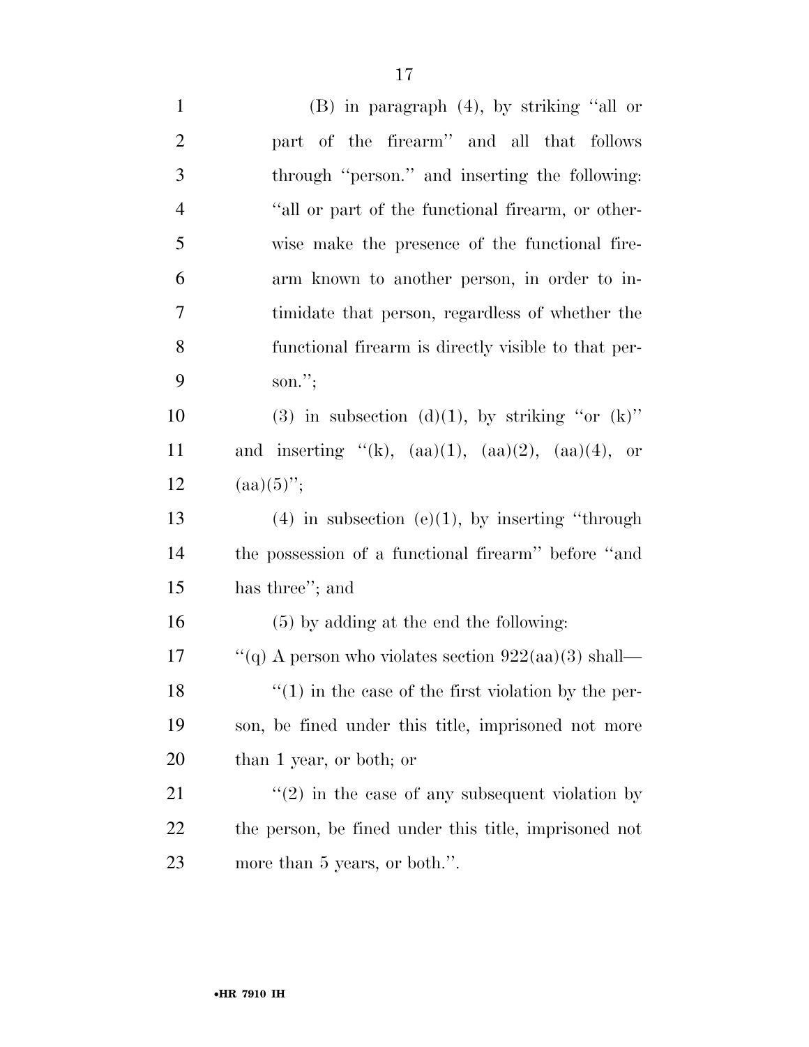(B) in paragraph (4), by striking ''all or part of the firearm'' and all that follows through ''person.'' and inserting the following: ''all or part of the functional firearm, or otherwise make the presence of the functional firearm known to another person, in order to intimidate that person, regardless of whether the functional firearm is directly visible to that person.'';

(3) in subsection (d)(1), by striking ''or (k)'' and inserting ''(k), (aa)(1), (aa)(2), (aa)(4), or (aa)(5)'';

(4) in subsection (e)(1), by inserting ''through the possession of a functional firearm'' before ''and has three''; and

(5) by adding at the end the following:

''(q) A person who violates section 922(aa)(3) shall—

''(1) in the case of the first violation by the person, be fined under this title, imprisoned not more than 1 year, or both; or

''(2) in the case of any subsequent violation by the person, be fined under this title, imprisoned not more than 5 years, or both.''.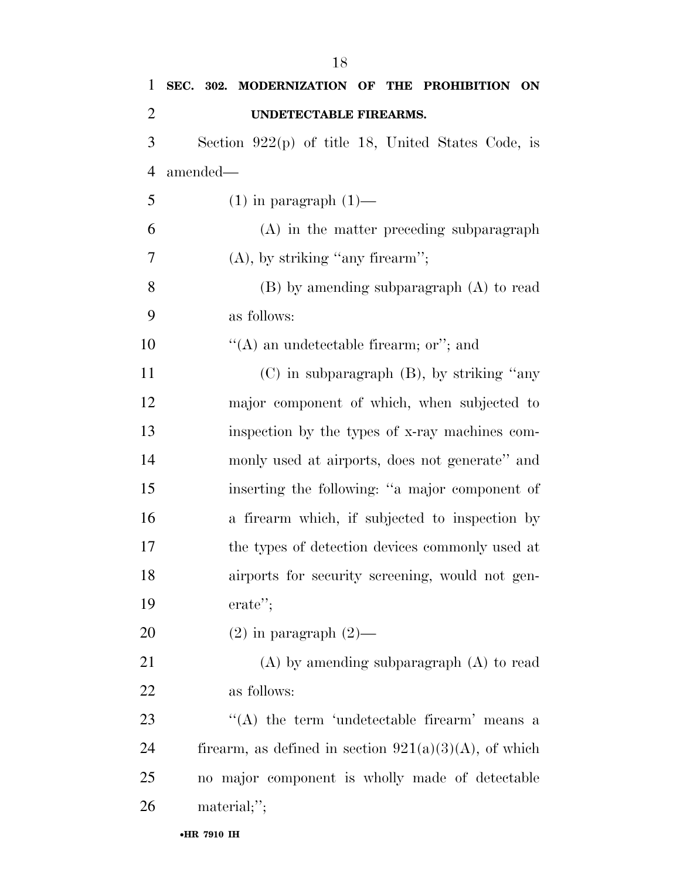**SEC. 302. MODERNIZATION OF THE PROHIBITION ON UNDETECTABLE FIREARMS.**

Section 922(p) of title 18, United States Code, is amended—

(1) in paragraph (1)—

(A) in the matter preceding subparagraph (A), by striking "any firearm";

(B) by amending subparagraph (A) to read as follows:

"(A) an undetectable firearm; or"; and

(C) in subparagraph (B), by striking "any major component of which, when subjected to inspection by the types of x-ray machines commonly used at airports, does not generate" and inserting the following: "a major component of a firearm which, if subjected to inspection by the types of detection devices commonly used at airports for security screening, would not generate";

(2) in paragraph (2)—

(A) by amending subparagraph (A) to read as follows:

"(A) the term 'undetectable firearm' means a firearm, as defined in section 921(a)(3)(A), of which no major component is wholly made of detectable material;";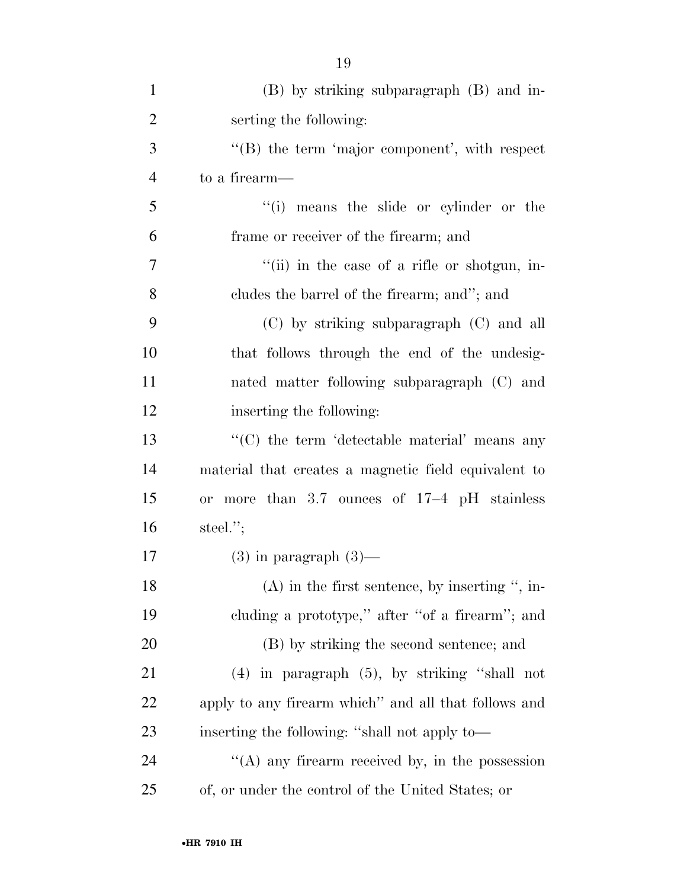(B) by striking subparagraph (B) and inserting the following:

''(B) the term 'major component', with respect to a firearm—

''(i) means the slide or cylinder or the frame or receiver of the firearm; and

''(ii) in the case of a rifle or shotgun, includes the barrel of the firearm; and''; and

(C) by striking subparagraph (C) and all that follows through the end of the undesignated matter following subparagraph (C) and inserting the following:

''(C) the term 'detectable material' means any material that creates a magnetic field equivalent to or more than 3.7 ounces of 17–4 pH stainless steel.'';

(3) in paragraph (3)—

(A) in the first sentence, by inserting '', including a prototype,'' after ''of a firearm''; and

(B) by striking the second sentence; and

(4) in paragraph (5), by striking ''shall not apply to any firearm which'' and all that follows and inserting the following: ''shall not apply to—

''(A) any firearm received by, in the possession of, or under the control of the United States; or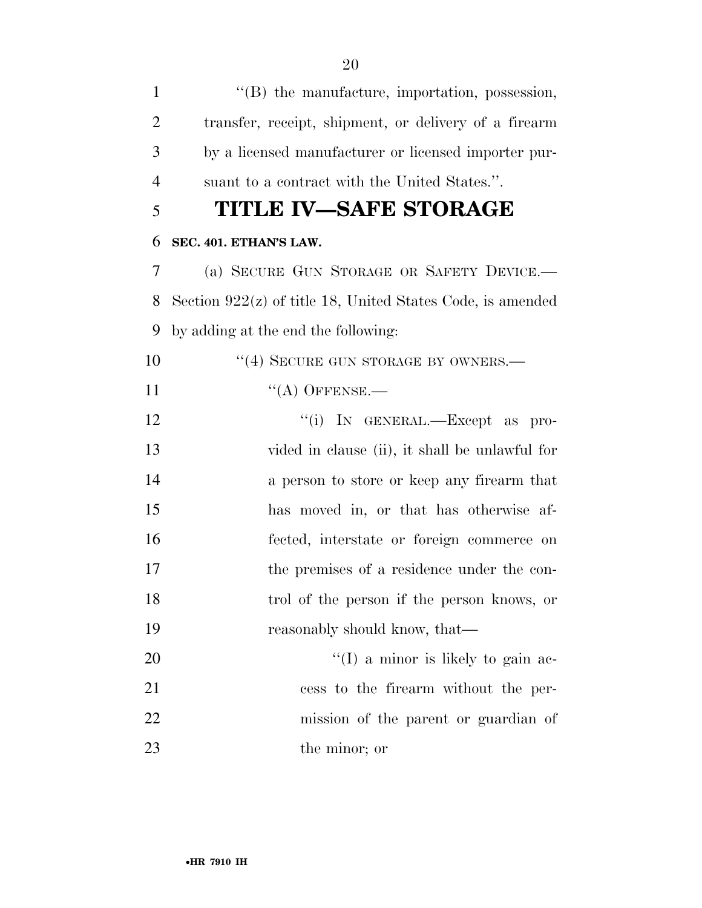''(B) the manufacture, importation, possession, transfer, receipt, shipment, or delivery of a firearm by a licensed manufacturer or licensed importer pursuant to a contract with the United States.''.

# TITLE IV—SAFE STORAGE

**SEC. 401. ETHAN'S LAW.**

(a) SECURE GUN STORAGE OR SAFETY DEVICE.—Section 922(z) of title 18, United States Code, is amended by adding at the end the following:

''(4) SECURE GUN STORAGE BY OWNERS.—

''(A) OFFENSE.—

''(i) IN GENERAL.—Except as provided in clause (ii), it shall be unlawful for a person to store or keep any firearm that has moved in, or that has otherwise affected, interstate or foreign commerce on the premises of a residence under the control of the person if the person knows, or reasonably should know, that—

''(I) a minor is likely to gain access to the firearm without the permission of the parent or guardian of the minor; or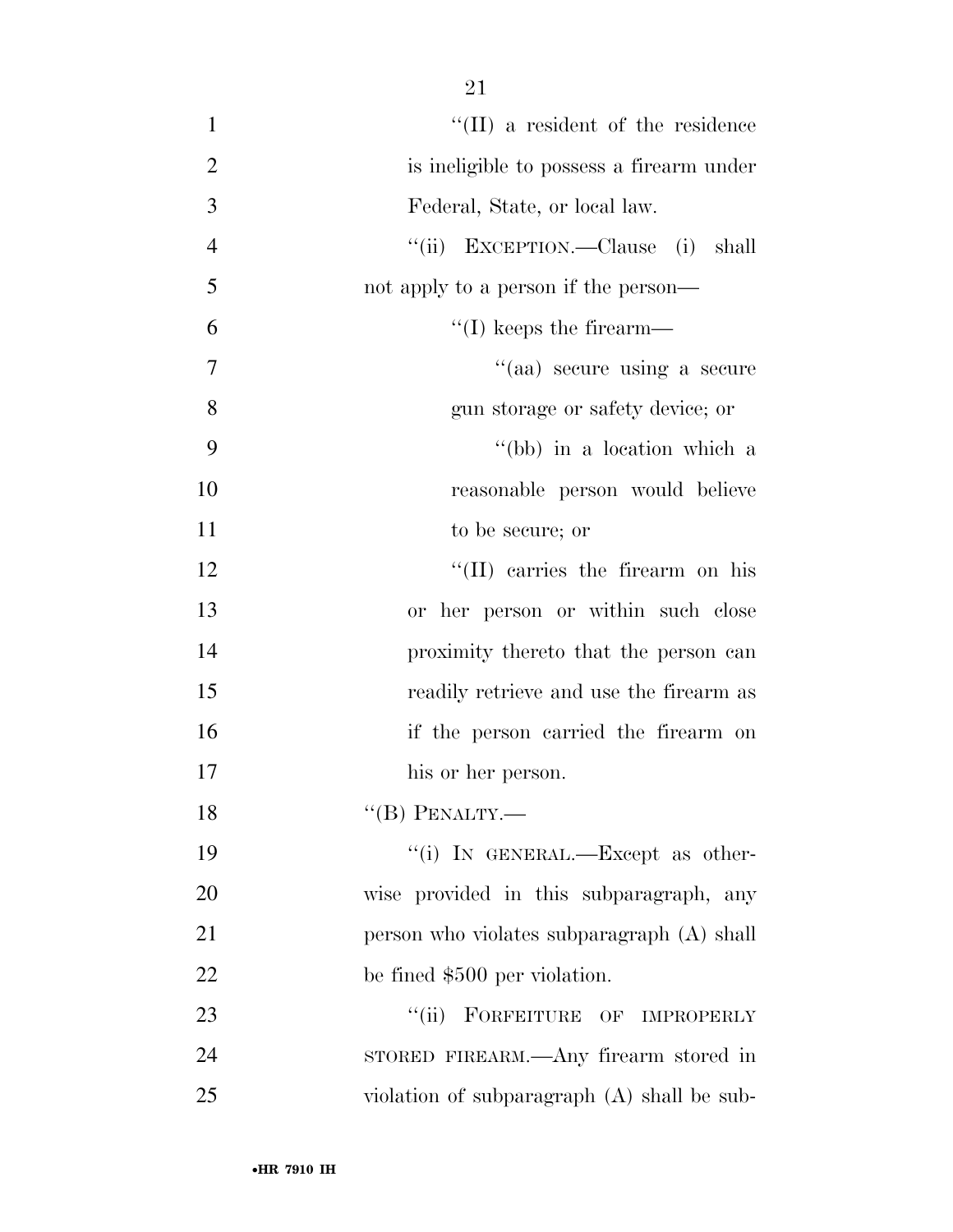''(II) a resident of the residence is ineligible to possess a firearm under Federal, State, or local law.

''(ii) EXCEPTION.—Clause (i) shall not apply to a person if the person—

''(I) keeps the firearm—

''(aa) secure using a secure gun storage or safety device; or

''(bb) in a location which a reasonable person would believe to be secure; or

''(II) carries the firearm on his or her person or within such close proximity thereto that the person can readily retrieve and use the firearm as if the person carried the firearm on his or her person.

''(B) PENALTY.—

''(i) IN GENERAL.—Except as otherwise provided in this subparagraph, any person who violates subparagraph (A) shall be fined $500 per violation.

''(ii) FORFEITURE OF IMPROPERLY STORED FIREARM.—Any firearm stored in violation of subparagraph (A) shall be sub-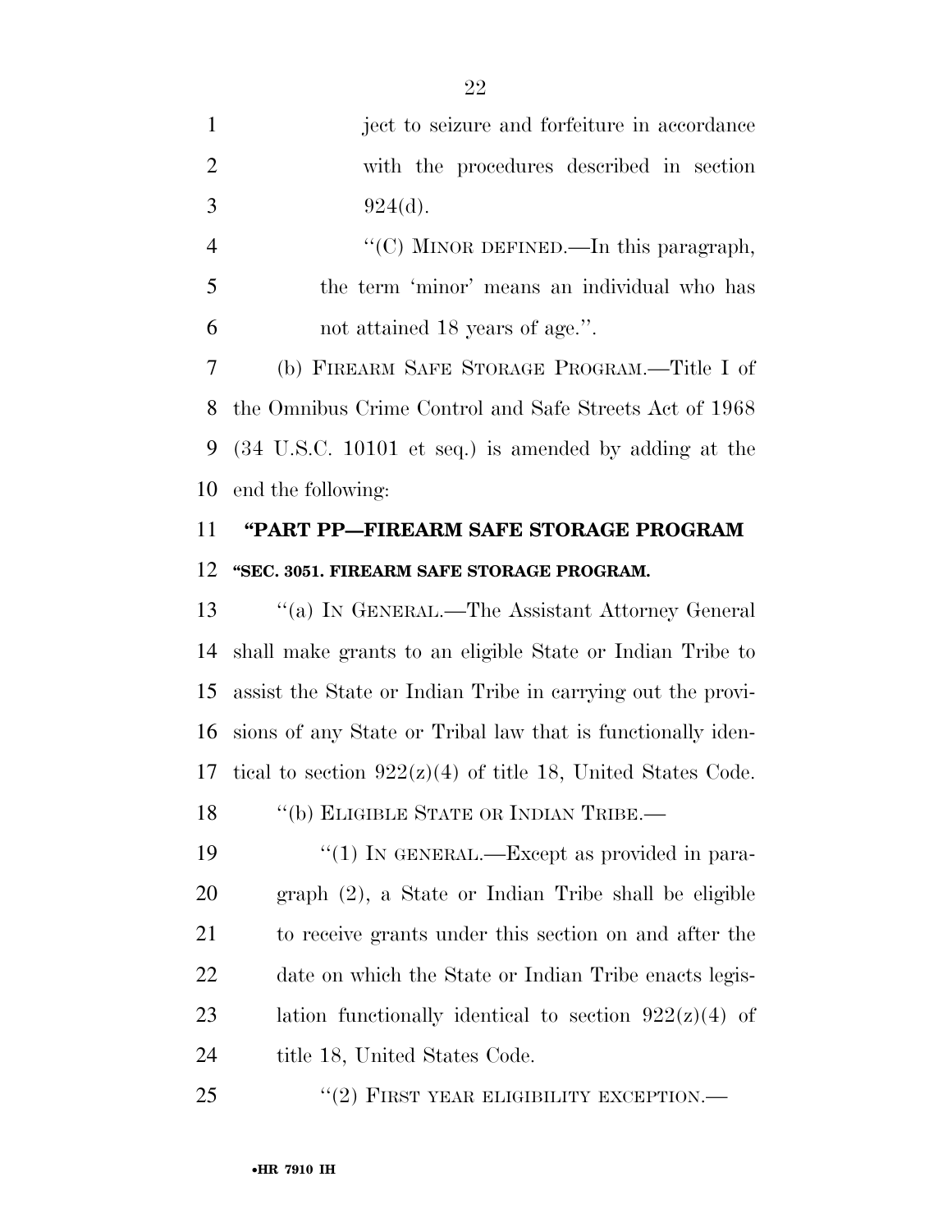ject to seizure and forfeiture in accordance with the procedures described in section 924(d).

"(C) MINOR DEFINED.—In this paragraph, the term 'minor' means an individual who has not attained 18 years of age.".

(b) FIREARM SAFE STORAGE PROGRAM.—Title I of the Omnibus Crime Control and Safe Streets Act of 1968 (34 U.S.C. 10101 et seq.) is amended by adding at the end the following:

## "PART PP—FIREARM SAFE STORAGE PROGRAM

### "SEC. 3051. FIREARM SAFE STORAGE PROGRAM.

"(a) IN GENERAL.—The Assistant Attorney General shall make grants to an eligible State or Indian Tribe to assist the State or Indian Tribe in carrying out the provisions of any State or Tribal law that is functionally identical to section 922(z)(4) of title 18, United States Code.

"(b) ELIGIBLE STATE OR INDIAN TRIBE.—

"(1) IN GENERAL.—Except as provided in paragraph (2), a State or Indian Tribe shall be eligible to receive grants under this section on and after the date on which the State or Indian Tribe enacts legislation functionally identical to section 922(z)(4) of title 18, United States Code.

"(2) FIRST YEAR ELIGIBILITY EXCEPTION.—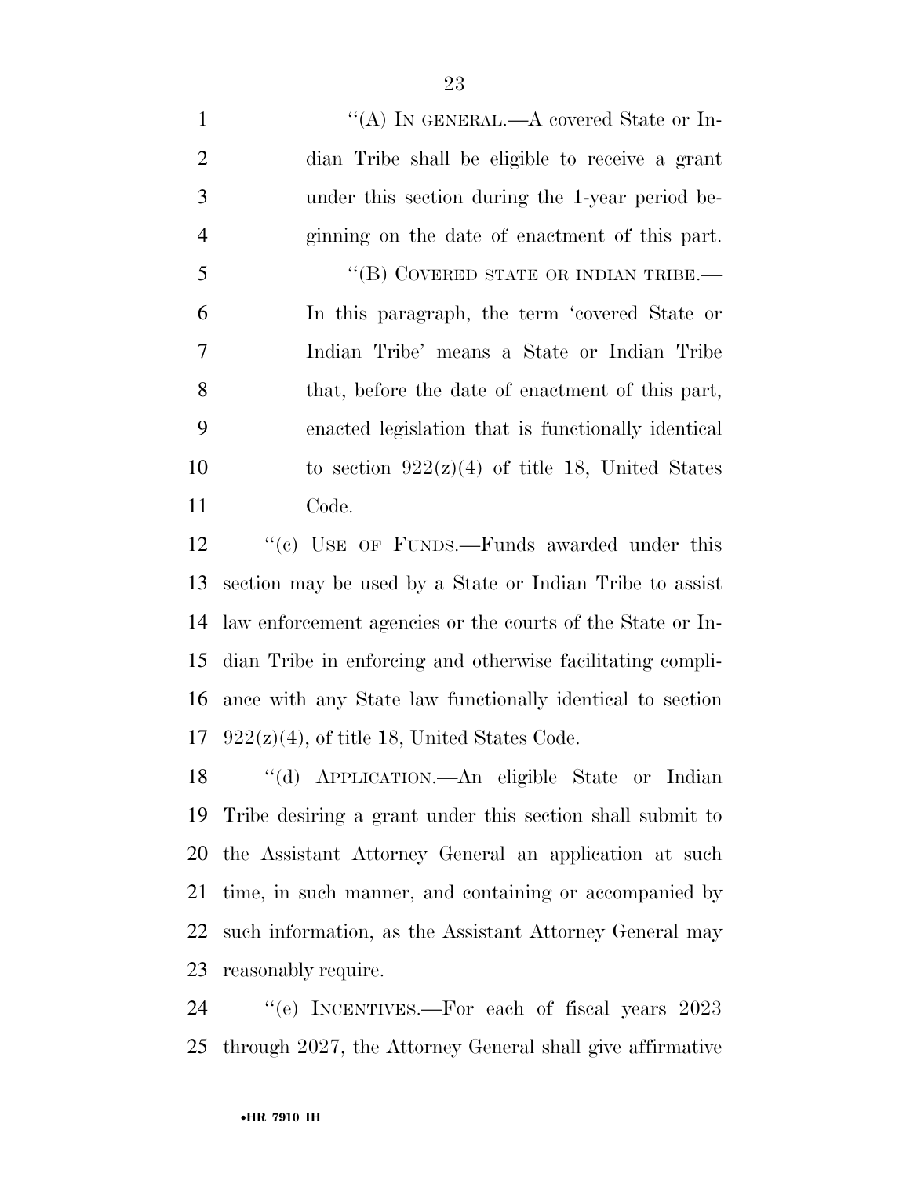''(A) IN GENERAL.—A covered State or Indian Tribe shall be eligible to receive a grant under this section during the 1-year period beginning on the date of enactment of this part.

''(B) COVERED STATE OR INDIAN TRIBE.—In this paragraph, the term 'covered State or Indian Tribe' means a State or Indian Tribe that, before the date of enactment of this part, enacted legislation that is functionally identical to section 922(z)(4) of title 18, United States Code.

''(c) USE OF FUNDS.—Funds awarded under this section may be used by a State or Indian Tribe to assist law enforcement agencies or the courts of the State or Indian Tribe in enforcing and otherwise facilitating compliance with any State law functionally identical to section 922(z)(4), of title 18, United States Code.

''(d) APPLICATION.—An eligible State or Indian Tribe desiring a grant under this section shall submit to the Assistant Attorney General an application at such time, in such manner, and containing or accompanied by such information, as the Assistant Attorney General may reasonably require.

''(e) INCENTIVES.—For each of fiscal years 2023 through 2027, the Attorney General shall give affirmative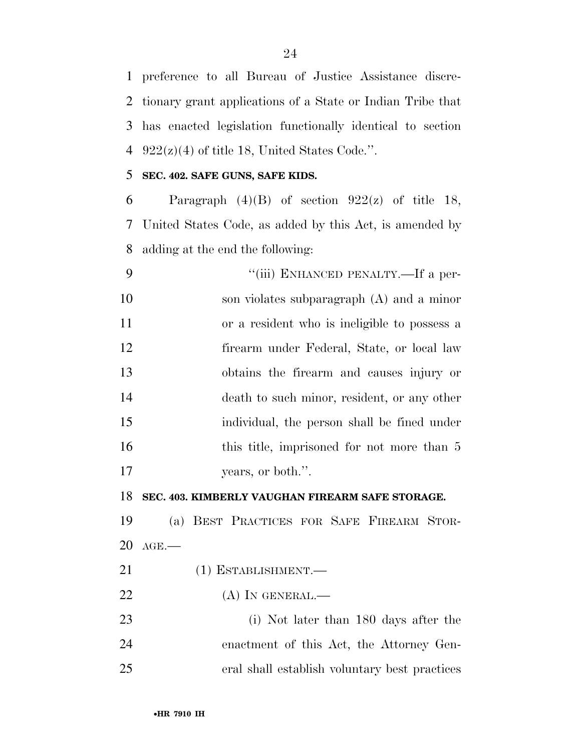preference to all Bureau of Justice Assistance discretionary grant applications of a State or Indian Tribe that has enacted legislation functionally identical to section 922(z)(4) of title 18, United States Code.''.

**SEC. 402. SAFE GUNS, SAFE KIDS.**

Paragraph (4)(B) of section 922(z) of title 18, United States Code, as added by this Act, is amended by adding at the end the following:

> ''(iii) ENHANCED PENALTY.—If a person violates subparagraph (A) and a minor or a resident who is ineligible to possess a firearm under Federal, State, or local law obtains the firearm and causes injury or death to such minor, resident, or any other individual, the person shall be fined under this title, imprisoned for not more than 5 years, or both.''.

**SEC. 403. KIMBERLY VAUGHAN FIREARM SAFE STORAGE.**

(a) BEST PRACTICES FOR SAFE FIREARM STORAGE.—

(1) ESTABLISHMENT.—

(A) IN GENERAL.—

(i) Not later than 180 days after the enactment of this Act, the Attorney General shall establish voluntary best practices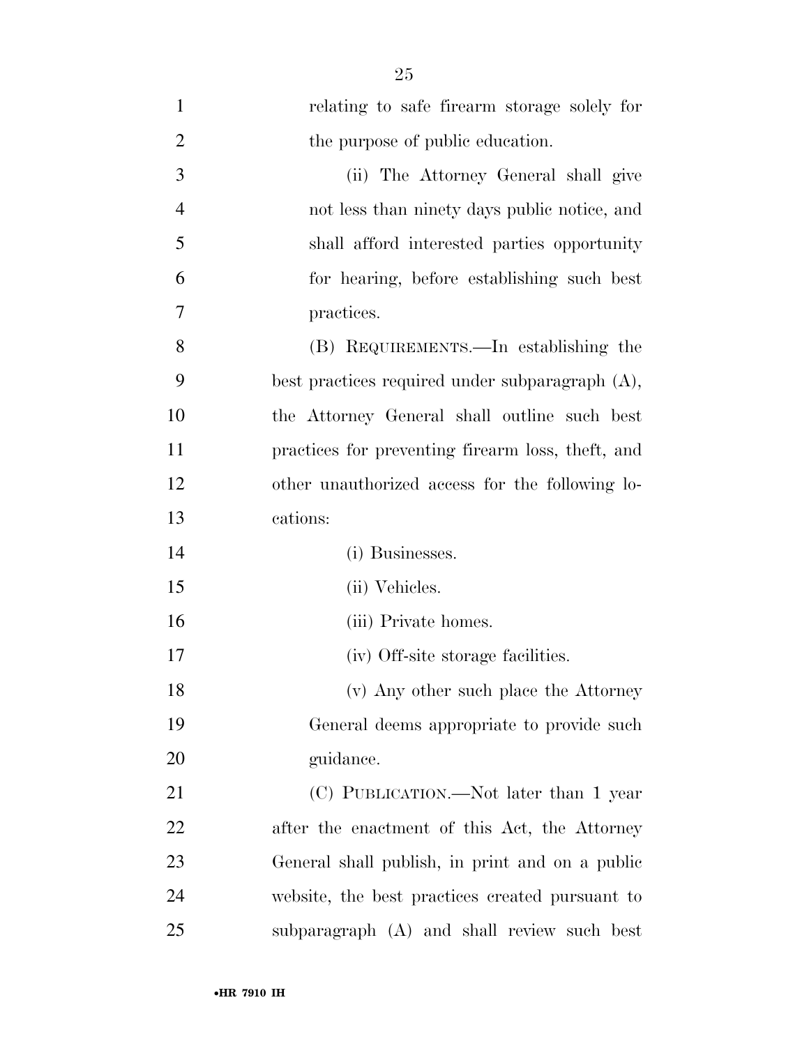relating to safe firearm storage solely for the purpose of public education.

(ii) The Attorney General shall give not less than ninety days public notice, and shall afford interested parties opportunity for hearing, before establishing such best practices.

(B) REQUIREMENTS.—In establishing the best practices required under subparagraph (A), the Attorney General shall outline such best practices for preventing firearm loss, theft, and other unauthorized access for the following locations:

(i) Businesses.

(ii) Vehicles.

(iii) Private homes.

(iv) Off-site storage facilities.

(v) Any other such place the Attorney General deems appropriate to provide such guidance.

(C) PUBLICATION.—Not later than 1 year after the enactment of this Act, the Attorney General shall publish, in print and on a public website, the best practices created pursuant to subparagraph (A) and shall review such best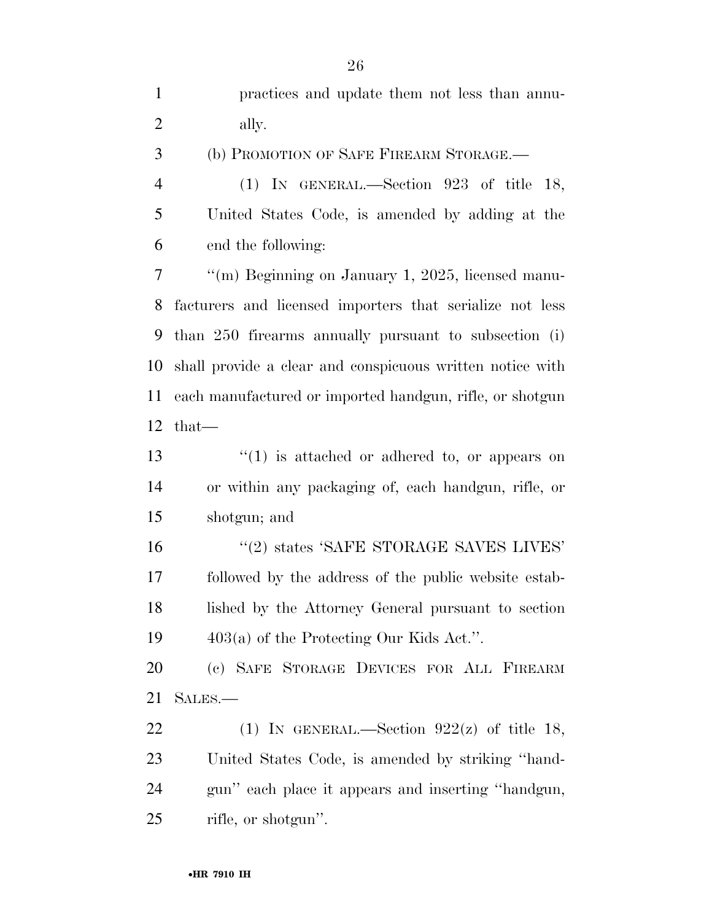practices and update them not less than annually.

(b) PROMOTION OF SAFE FIREARM STORAGE.—

(1) IN GENERAL.—Section 923 of title 18, United States Code, is amended by adding at the end the following:

"(m) Beginning on January 1, 2025, licensed manufacturers and licensed importers that serialize not less than 250 firearms annually pursuant to subsection (i) shall provide a clear and conspicuous written notice with each manufactured or imported handgun, rifle, or shotgun that—

"(1) is attached or adhered to, or appears on or within any packaging of, each handgun, rifle, or shotgun; and

"(2) states 'SAFE STORAGE SAVES LIVES' followed by the address of the public website established by the Attorney General pursuant to section 403(a) of the Protecting Our Kids Act.".

(c) SAFE STORAGE DEVICES FOR ALL FIREARM SALES.—

(1) IN GENERAL.—Section 922(z) of title 18, United States Code, is amended by striking "handgun" each place it appears and inserting "handgun, rifle, or shotgun".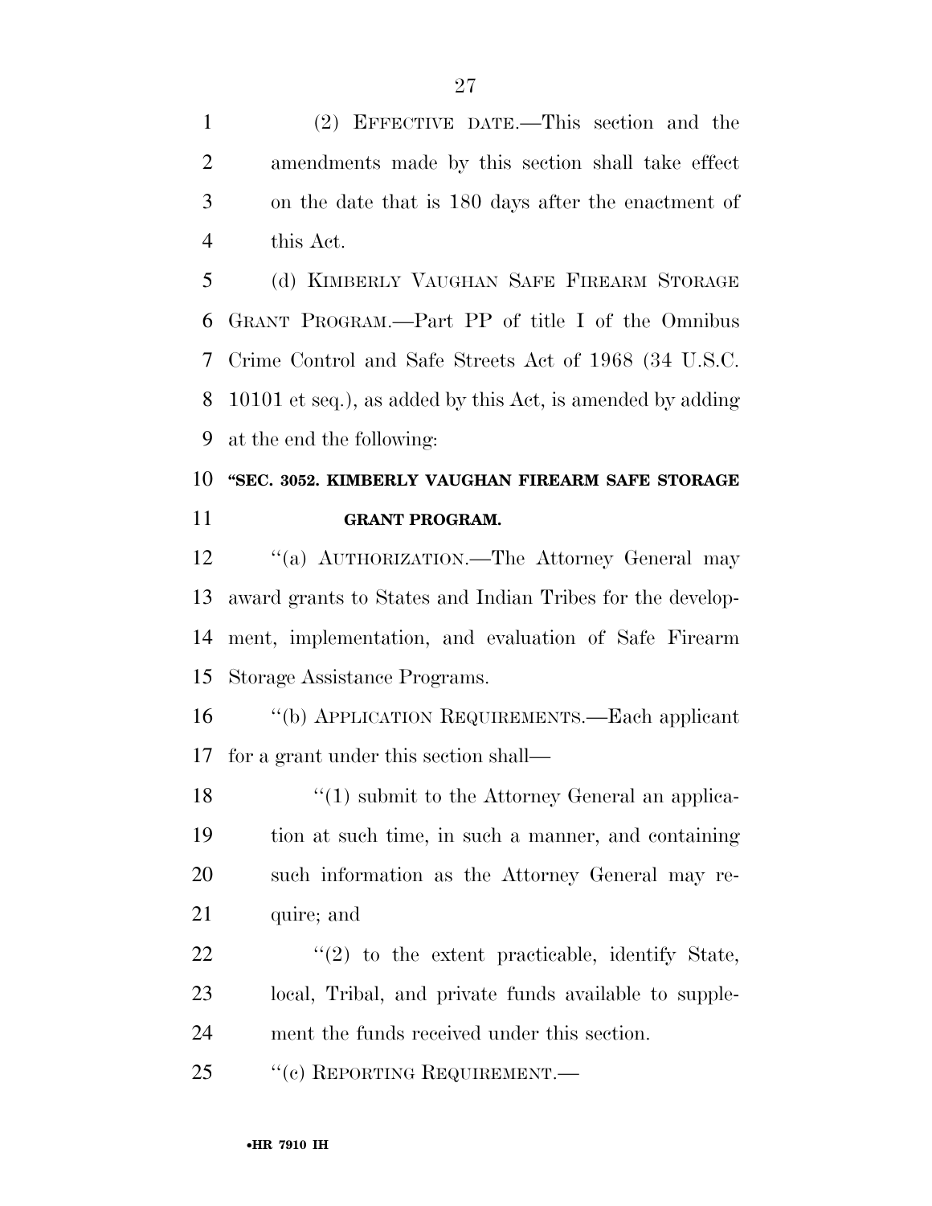(2) EFFECTIVE DATE.—This section and the amendments made by this section shall take effect on the date that is 180 days after the enactment of this Act.

(d) KIMBERLY VAUGHAN SAFE FIREARM STORAGE GRANT PROGRAM.—Part PP of title I of the Omnibus Crime Control and Safe Streets Act of 1968 (34 U.S.C. 10101 et seq.), as added by this Act, is amended by adding at the end the following:

**"SEC. 3052. KIMBERLY VAUGHAN FIREARM SAFE STORAGE GRANT PROGRAM.**

"(a) AUTHORIZATION.—The Attorney General may award grants to States and Indian Tribes for the development, implementation, and evaluation of Safe Firearm Storage Assistance Programs.

"(b) APPLICATION REQUIREMENTS.—Each applicant for a grant under this section shall—

"(1) submit to the Attorney General an application at such time, in such a manner, and containing such information as the Attorney General may require; and

"(2) to the extent practicable, identify State, local, Tribal, and private funds available to supplement the funds received under this section.

"(c) REPORTING REQUIREMENT.—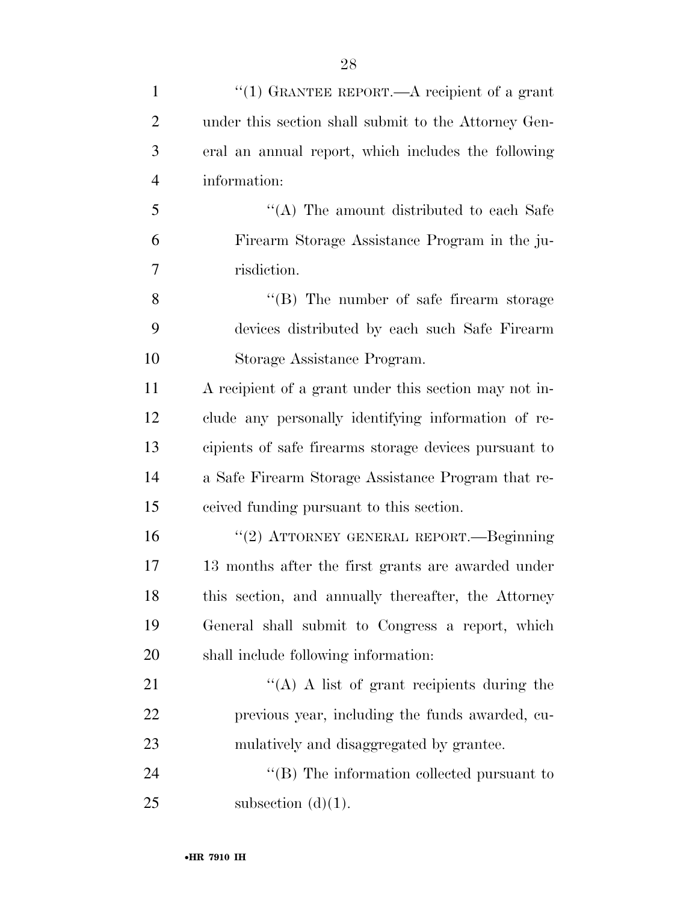"(1) GRANTEE REPORT.—A recipient of a grant under this section shall submit to the Attorney General an annual report, which includes the following information:

"(A) The amount distributed to each Safe Firearm Storage Assistance Program in the jurisdiction.

"(B) The number of safe firearm storage devices distributed by each such Safe Firearm Storage Assistance Program.

A recipient of a grant under this section may not include any personally identifying information of recipients of safe firearms storage devices pursuant to a Safe Firearm Storage Assistance Program that received funding pursuant to this section.

"(2) ATTORNEY GENERAL REPORT.—Beginning 13 months after the first grants are awarded under this section, and annually thereafter, the Attorney General shall submit to Congress a report, which shall include following information:

"(A) A list of grant recipients during the previous year, including the funds awarded, cumulatively and disaggregated by grantee.

"(B) The information collected pursuant to subsection (d)(1).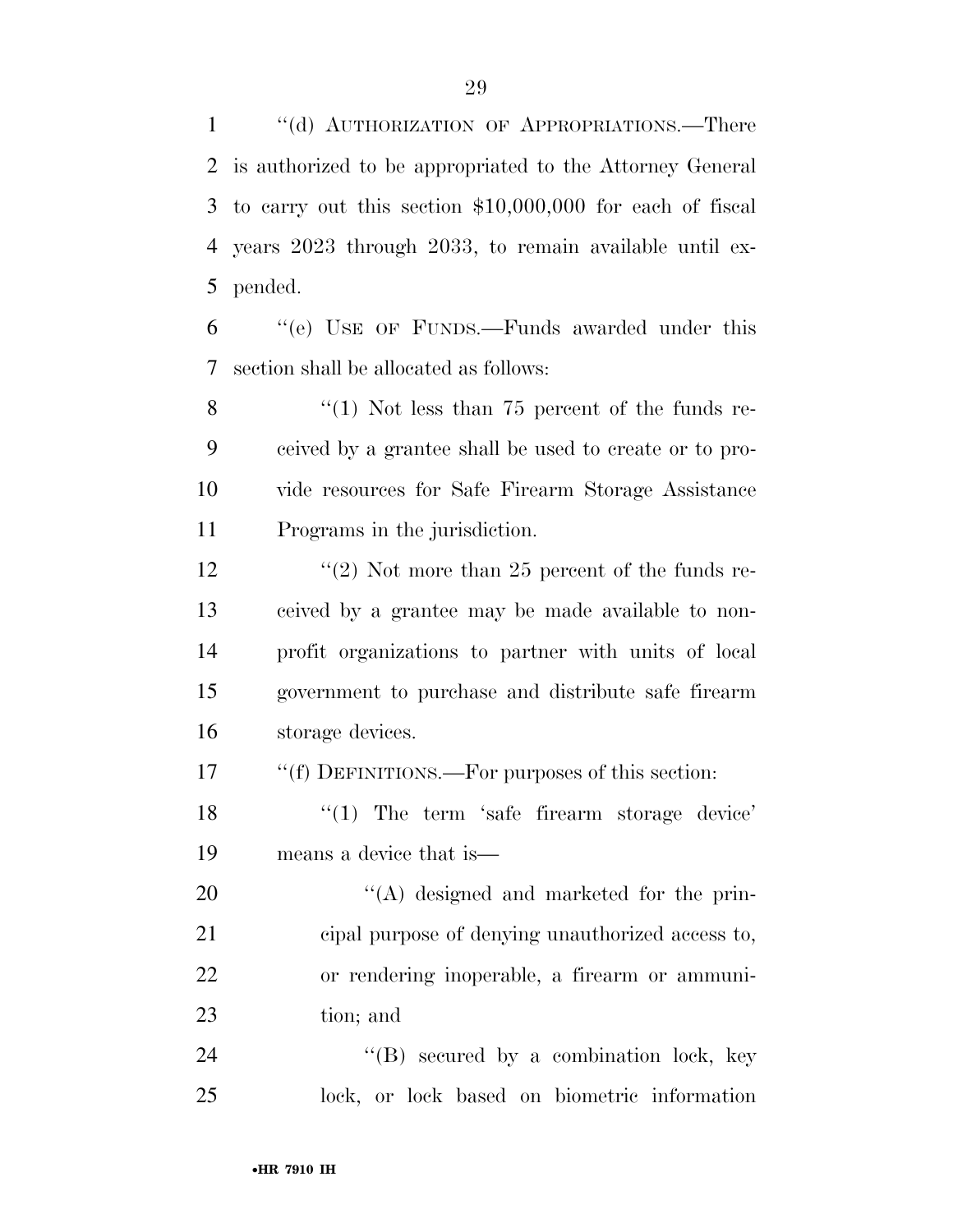''(d) AUTHORIZATION OF APPROPRIATIONS.—There is authorized to be appropriated to the Attorney General to carry out this section $10,000,000 for each of fiscal years 2023 through 2033, to remain available until expended.

''(e) USE OF FUNDS.—Funds awarded under this section shall be allocated as follows:

''(1) Not less than 75 percent of the funds received by a grantee shall be used to create or to provide resources for Safe Firearm Storage Assistance Programs in the jurisdiction.

''(2) Not more than 25 percent of the funds received by a grantee may be made available to nonprofit organizations to partner with units of local government to purchase and distribute safe firearm storage devices.

''(f) DEFINITIONS.—For purposes of this section:

''(1) The term 'safe firearm storage device' means a device that is—

''(A) designed and marketed for the principal purpose of denying unauthorized access to, or rendering inoperable, a firearm or ammunition; and

''(B) secured by a combination lock, key lock, or lock based on biometric information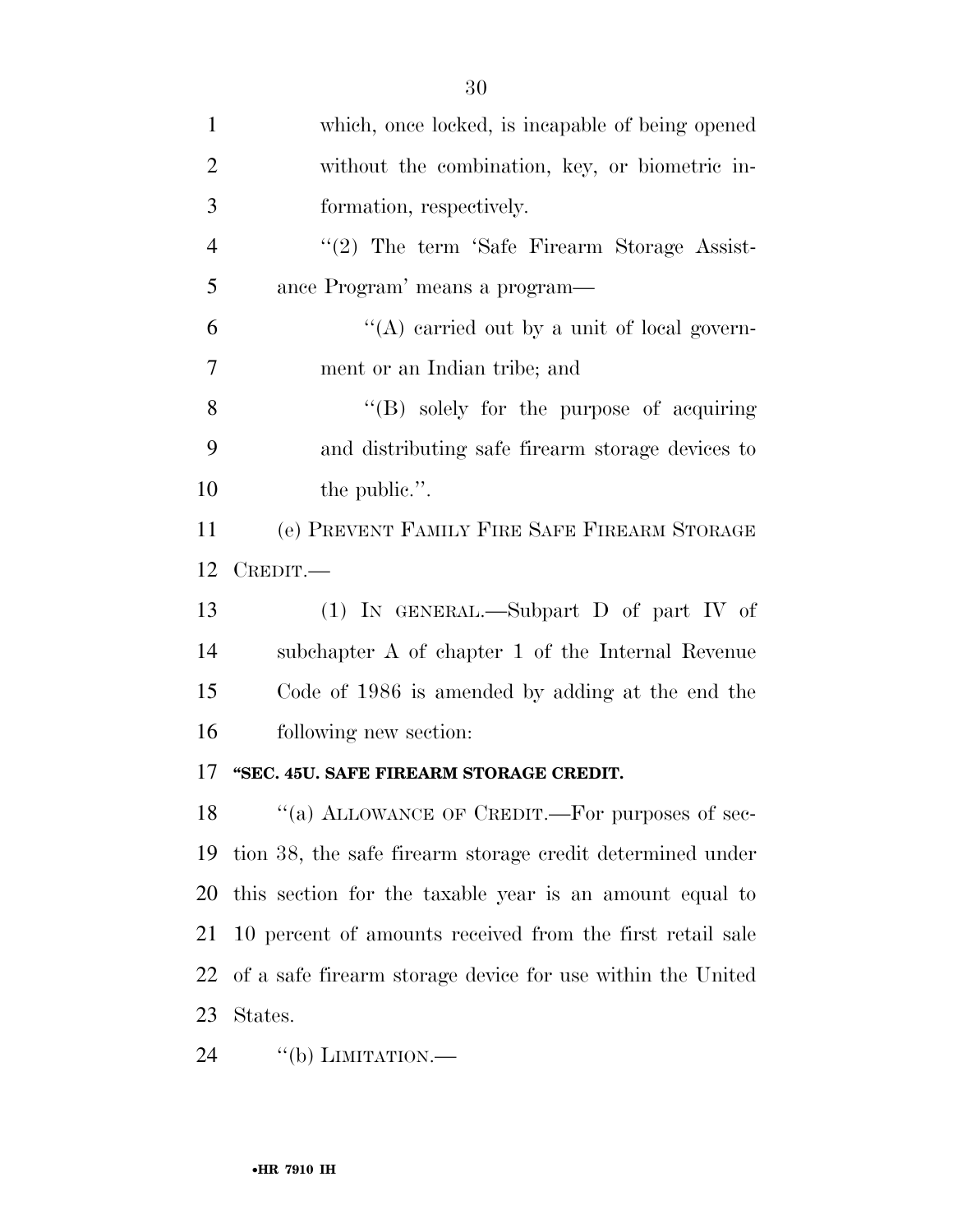which, once locked, is incapable of being opened without the combination, key, or biometric information, respectively.

''(2) The term 'Safe Firearm Storage Assistance Program' means a program—

''(A) carried out by a unit of local government or an Indian tribe; and

''(B) solely for the purpose of acquiring and distributing safe firearm storage devices to the public.''.

(e) PREVENT FAMILY FIRE SAFE FIREARM STORAGE CREDIT.—

(1) IN GENERAL.—Subpart D of part IV of subchapter A of chapter 1 of the Internal Revenue Code of 1986 is amended by adding at the end the following new section:

**''SEC. 45U. SAFE FIREARM STORAGE CREDIT.**

''(a) ALLOWANCE OF CREDIT.—For purposes of section 38, the safe firearm storage credit determined under this section for the taxable year is an amount equal to 10 percent of amounts received from the first retail sale of a safe firearm storage device for use within the United States.

''(b) LIMITATION.—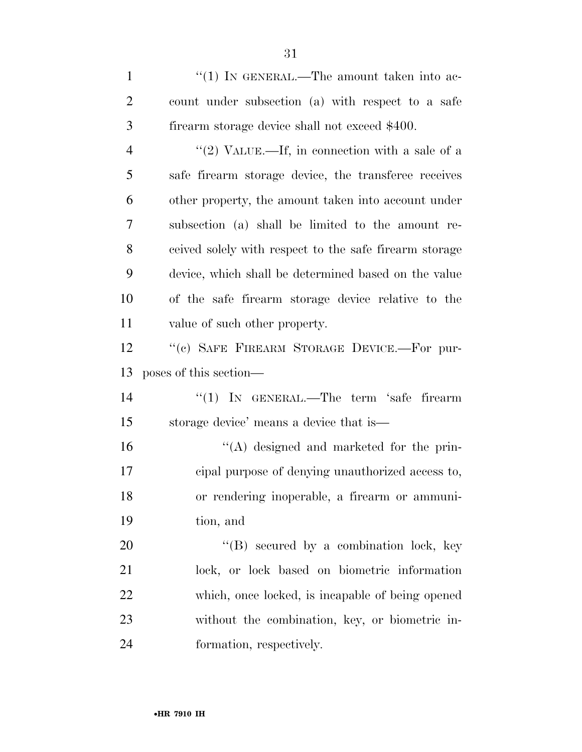"(1) IN GENERAL.—The amount taken into account under subsection (a) with respect to a safe firearm storage device shall not exceed $400.

"(2) VALUE.—If, in connection with a sale of a safe firearm storage device, the transferee receives other property, the amount taken into account under subsection (a) shall be limited to the amount received solely with respect to the safe firearm storage device, which shall be determined based on the value of the safe firearm storage device relative to the value of such other property.

"(c) SAFE FIREARM STORAGE DEVICE.—For purposes of this section—

"(1) IN GENERAL.—The term 'safe firearm storage device' means a device that is—

"(A) designed and marketed for the principal purpose of denying unauthorized access to, or rendering inoperable, a firearm or ammunition, and

"(B) secured by a combination lock, key lock, or lock based on biometric information which, once locked, is incapable of being opened without the combination, key, or biometric information, respectively.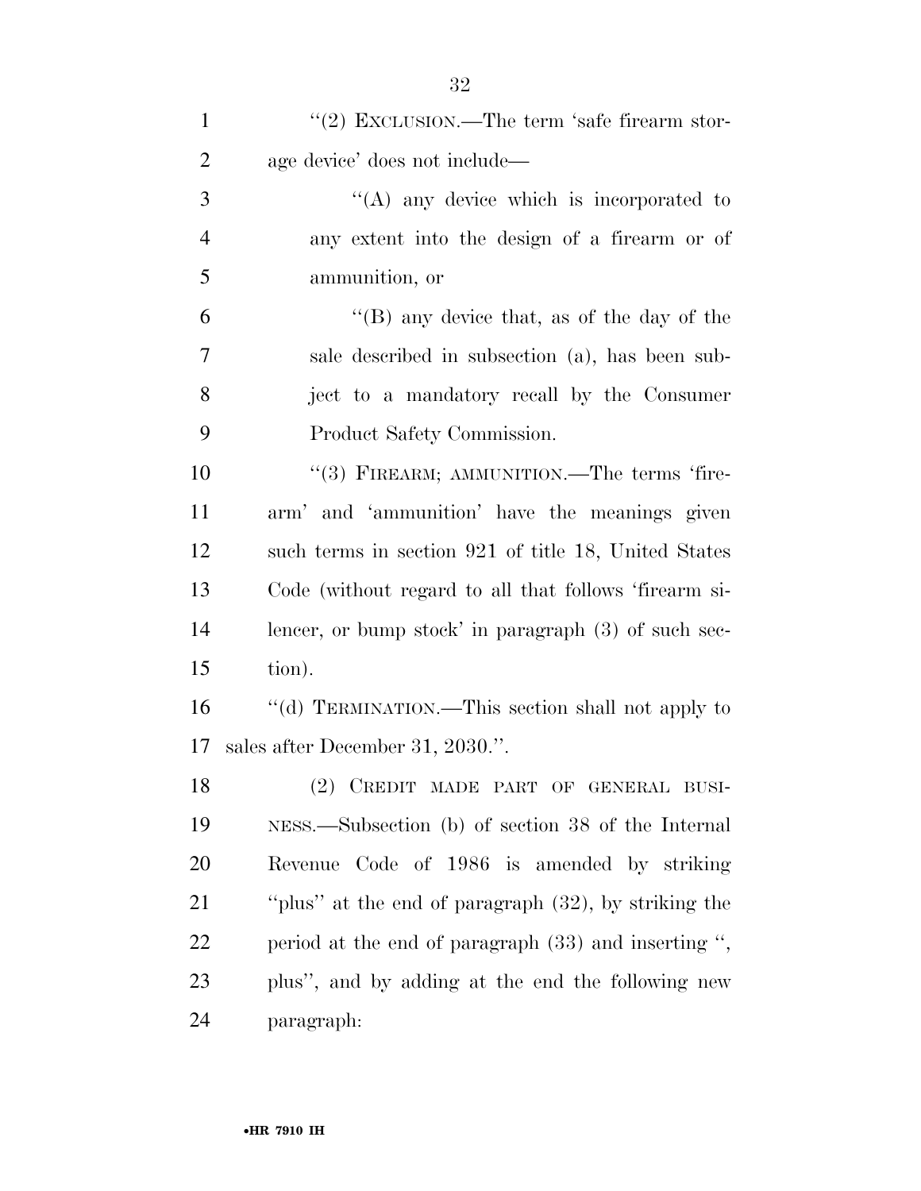"(2) EXCLUSION.—The term 'safe firearm storage device' does not include—

"(A) any device which is incorporated to any extent into the design of a firearm or of ammunition, or

"(B) any device that, as of the day of the sale described in subsection (a), has been subject to a mandatory recall by the Consumer Product Safety Commission.

"(3) FIREARM; AMMUNITION.—The terms 'firearm' and 'ammunition' have the meanings given such terms in section 921 of title 18, United States Code (without regard to all that follows 'firearm silencer, or bump stock' in paragraph (3) of such section).

"(d) TERMINATION.—This section shall not apply to sales after December 31, 2030.".

(2) CREDIT MADE PART OF GENERAL BUSINESS.—Subsection (b) of section 38 of the Internal Revenue Code of 1986 is amended by striking "plus" at the end of paragraph (32), by striking the period at the end of paragraph (33) and inserting ", plus", and by adding at the end the following new paragraph: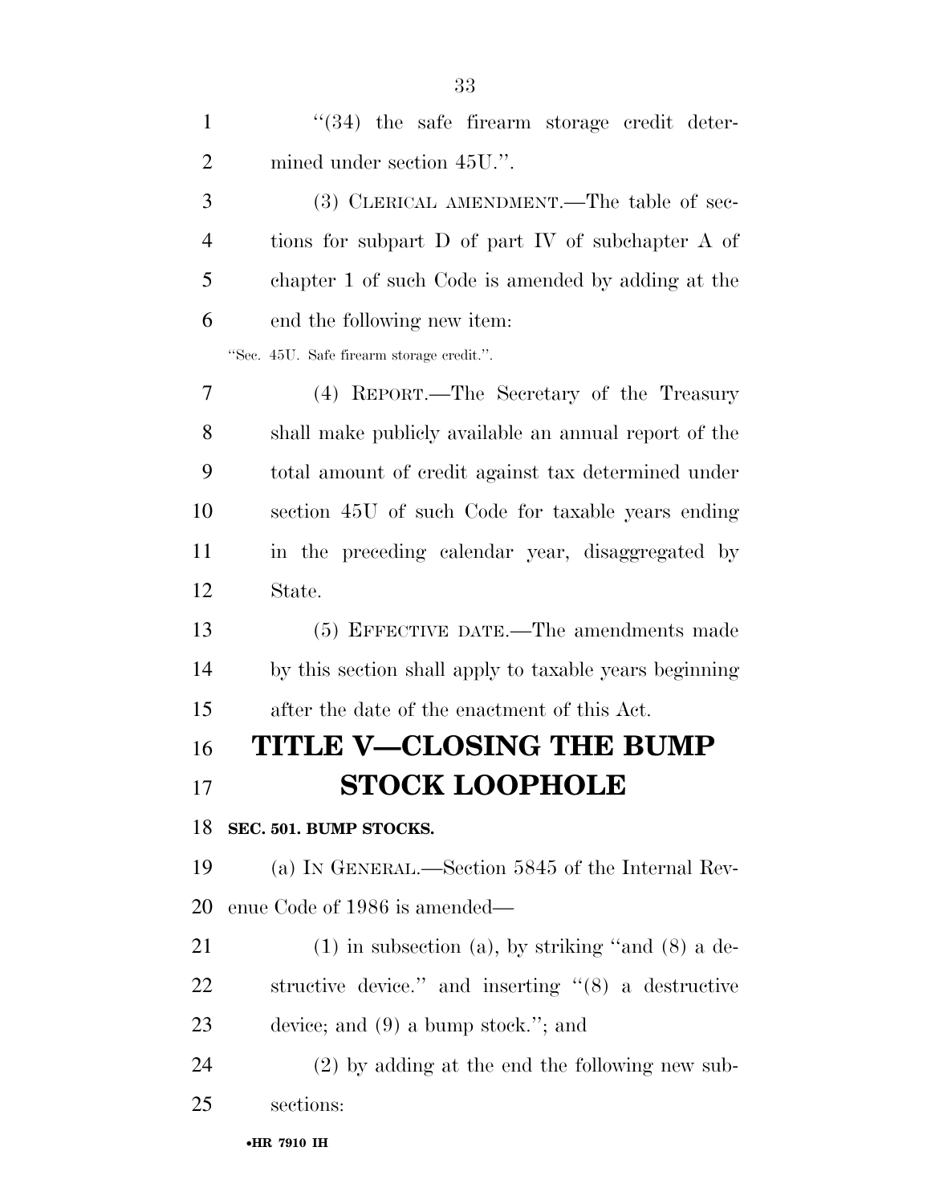"(34) the safe firearm storage credit determined under section 45U.".

(3) CLERICAL AMENDMENT.—The table of sections for subpart D of part IV of subchapter A of chapter 1 of such Code is amended by adding at the end the following new item:

"Sec. 45U. Safe firearm storage credit.".

(4) REPORT.—The Secretary of the Treasury shall make publicly available an annual report of the total amount of credit against tax determined under section 45U of such Code for taxable years ending in the preceding calendar year, disaggregated by State.

(5) EFFECTIVE DATE.—The amendments made by this section shall apply to taxable years beginning after the date of the enactment of this Act.

# TITLE V—CLOSING THE BUMP STOCK LOOPHOLE

**SEC. 501. BUMP STOCKS.**

(a) IN GENERAL.—Section 5845 of the Internal Revenue Code of 1986 is amended—

(1) in subsection (a), by striking "and (8) a destructive device." and inserting "(8) a destructive device; and (9) a bump stock."; and

(2) by adding at the end the following new subsections: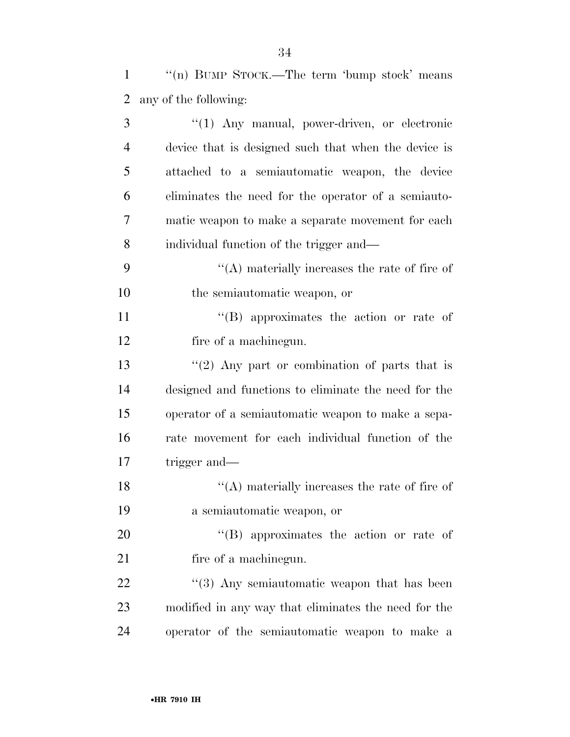"(n) BUMP STOCK.—The term 'bump stock' means any of the following:

"(1) Any manual, power-driven, or electronic device that is designed such that when the device is attached to a semiautomatic weapon, the device eliminates the need for the operator of a semiautomatic weapon to make a separate movement for each individual function of the trigger and—

"(A) materially increases the rate of fire of the semiautomatic weapon, or

"(B) approximates the action or rate of fire of a machinegun.

"(2) Any part or combination of parts that is designed and functions to eliminate the need for the operator of a semiautomatic weapon to make a separate movement for each individual function of the trigger and—

"(A) materially increases the rate of fire of a semiautomatic weapon, or

"(B) approximates the action or rate of fire of a machinegun.

"(3) Any semiautomatic weapon that has been modified in any way that eliminates the need for the operator of the semiautomatic weapon to make a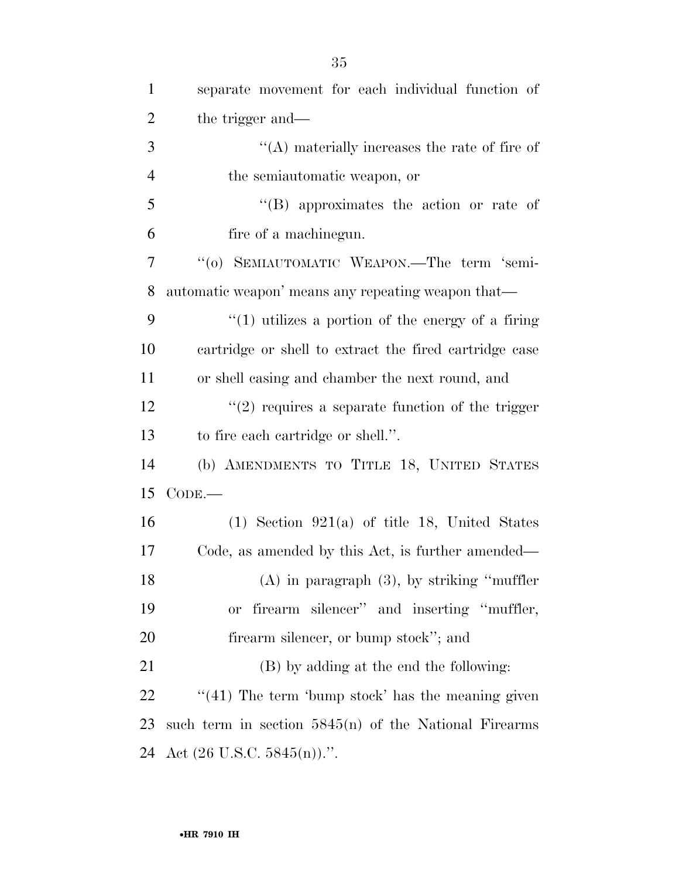separate movement for each individual function of the trigger and—

''(A) materially increases the rate of fire of the semiautomatic weapon, or

''(B) approximates the action or rate of fire of a machinegun.

''(o) SEMIAUTOMATIC WEAPON.—The term 'semiautomatic weapon' means any repeating weapon that—

''(1) utilizes a portion of the energy of a firing cartridge or shell to extract the fired cartridge case or shell casing and chamber the next round, and

''(2) requires a separate function of the trigger to fire each cartridge or shell.''.

(b) AMENDMENTS TO TITLE 18, UNITED STATES CODE.—

(1) Section 921(a) of title 18, United States Code, as amended by this Act, is further amended—

(A) in paragraph (3), by striking ''muffler or firearm silencer'' and inserting ''muffler, firearm silencer, or bump stock''; and

(B) by adding at the end the following:

''(41) The term 'bump stock' has the meaning given such term in section 5845(n) of the National Firearms Act (26 U.S.C. 5845(n)).''.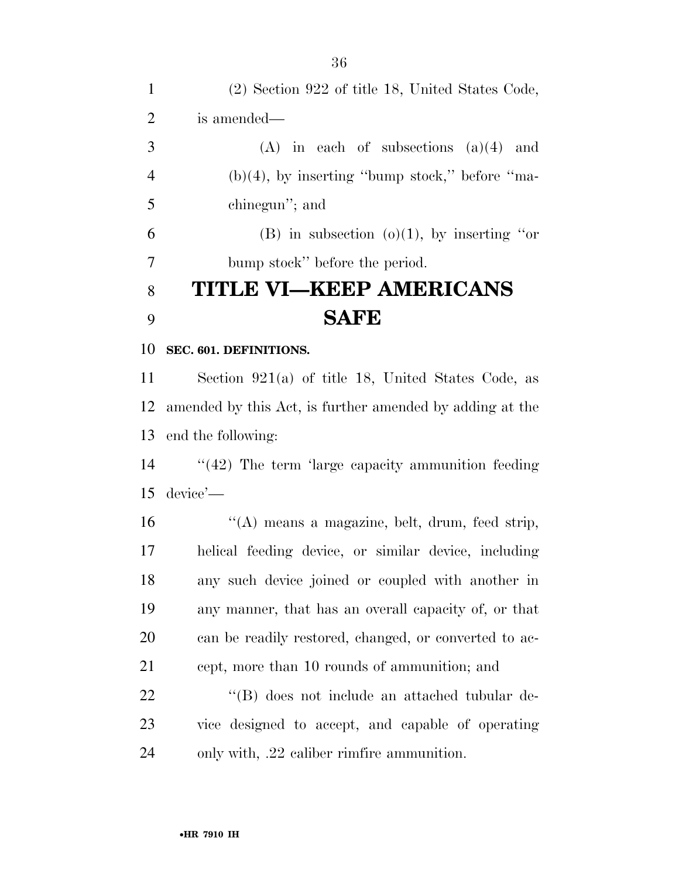(2) Section 922 of title 18, United States Code, is amended—

(A) in each of subsections (a)(4) and (b)(4), by inserting ''bump stock,'' before ''machinegun''; and

(B) in subsection (o)(1), by inserting ''or bump stock'' before the period.

# TITLE VI—KEEP AMERICANS SAFE

**SEC. 601. DEFINITIONS.**

Section 921(a) of title 18, United States Code, as amended by this Act, is further amended by adding at the end the following:

''(42) The term 'large capacity ammunition feeding device'—

''(A) means a magazine, belt, drum, feed strip, helical feeding device, or similar device, including any such device joined or coupled with another in any manner, that has an overall capacity of, or that can be readily restored, changed, or converted to accept, more than 10 rounds of ammunition; and

''(B) does not include an attached tubular device designed to accept, and capable of operating only with, .22 caliber rimfire ammunition.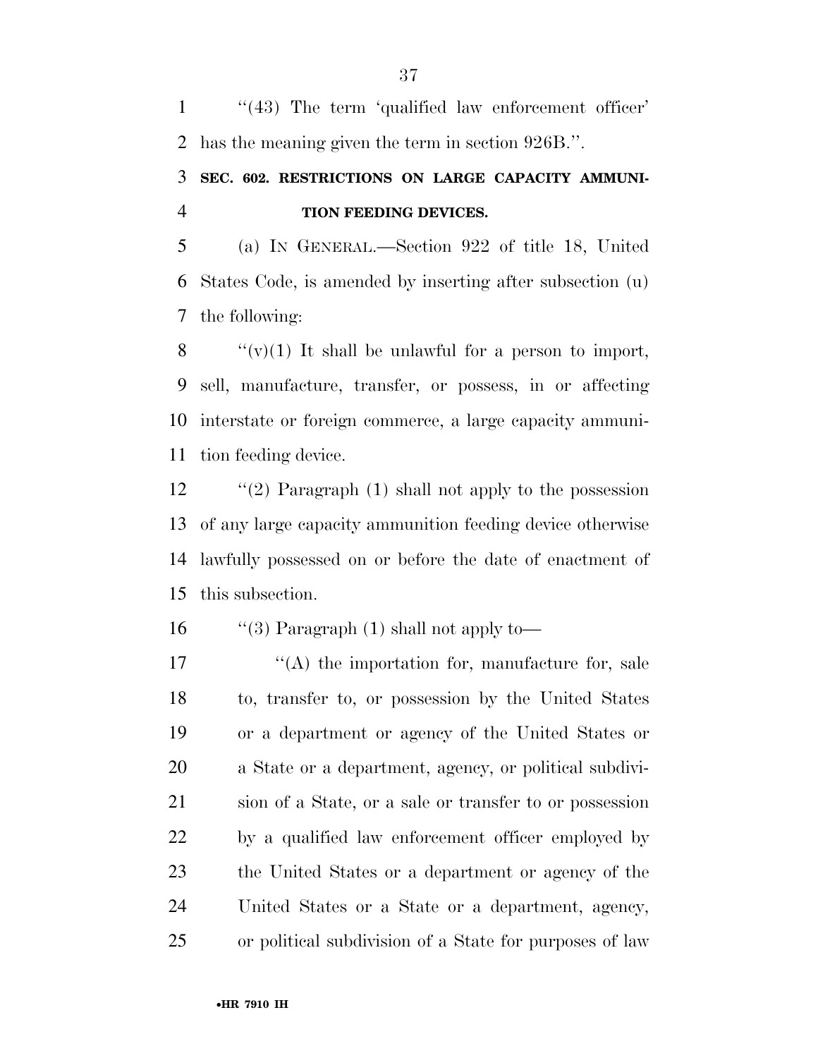"(43) The term 'qualified law enforcement officer' has the meaning given the term in section 926B.".

**SEC. 602. RESTRICTIONS ON LARGE CAPACITY AMMUNITION FEEDING DEVICES.**

(a) IN GENERAL.—Section 922 of title 18, United States Code, is amended by inserting after subsection (u) the following:

"(v)(1) It shall be unlawful for a person to import, sell, manufacture, transfer, or possess, in or affecting interstate or foreign commerce, a large capacity ammunition feeding device.

"(2) Paragraph (1) shall not apply to the possession of any large capacity ammunition feeding device otherwise lawfully possessed on or before the date of enactment of this subsection.

"(3) Paragraph (1) shall not apply to—

"(A) the importation for, manufacture for, sale to, transfer to, or possession by the United States or a department or agency of the United States or a State or a department, agency, or political subdivision of a State, or a sale or transfer to or possession by a qualified law enforcement officer employed by the United States or a department or agency of the United States or a State or a department, agency, or political subdivision of a State for purposes of law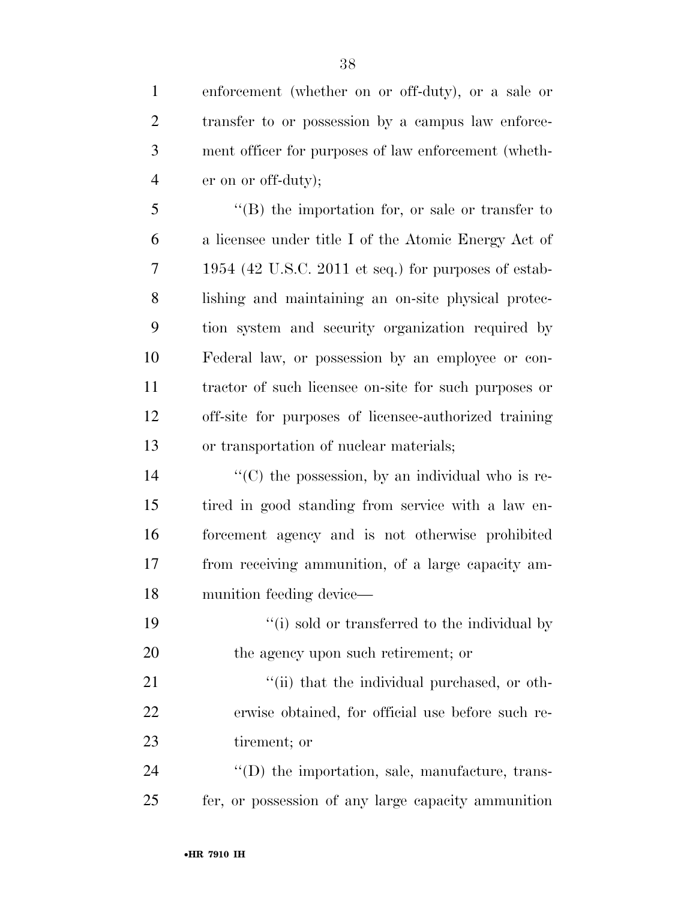enforcement (whether on or off-duty), or a sale or transfer to or possession by a campus law enforcement officer for purposes of law enforcement (whether on or off-duty);

''(B) the importation for, or sale or transfer to a licensee under title I of the Atomic Energy Act of 1954 (42 U.S.C. 2011 et seq.) for purposes of establishing and maintaining an on-site physical protection system and security organization required by Federal law, or possession by an employee or contractor of such licensee on-site for such purposes or off-site for purposes of licensee-authorized training or transportation of nuclear materials;

''(C) the possession, by an individual who is retired in good standing from service with a law enforcement agency and is not otherwise prohibited from receiving ammunition, of a large capacity ammunition feeding device—

''(i) sold or transferred to the individual by the agency upon such retirement; or

''(ii) that the individual purchased, or otherwise obtained, for official use before such retirement; or

''(D) the importation, sale, manufacture, transfer, or possession of any large capacity ammunition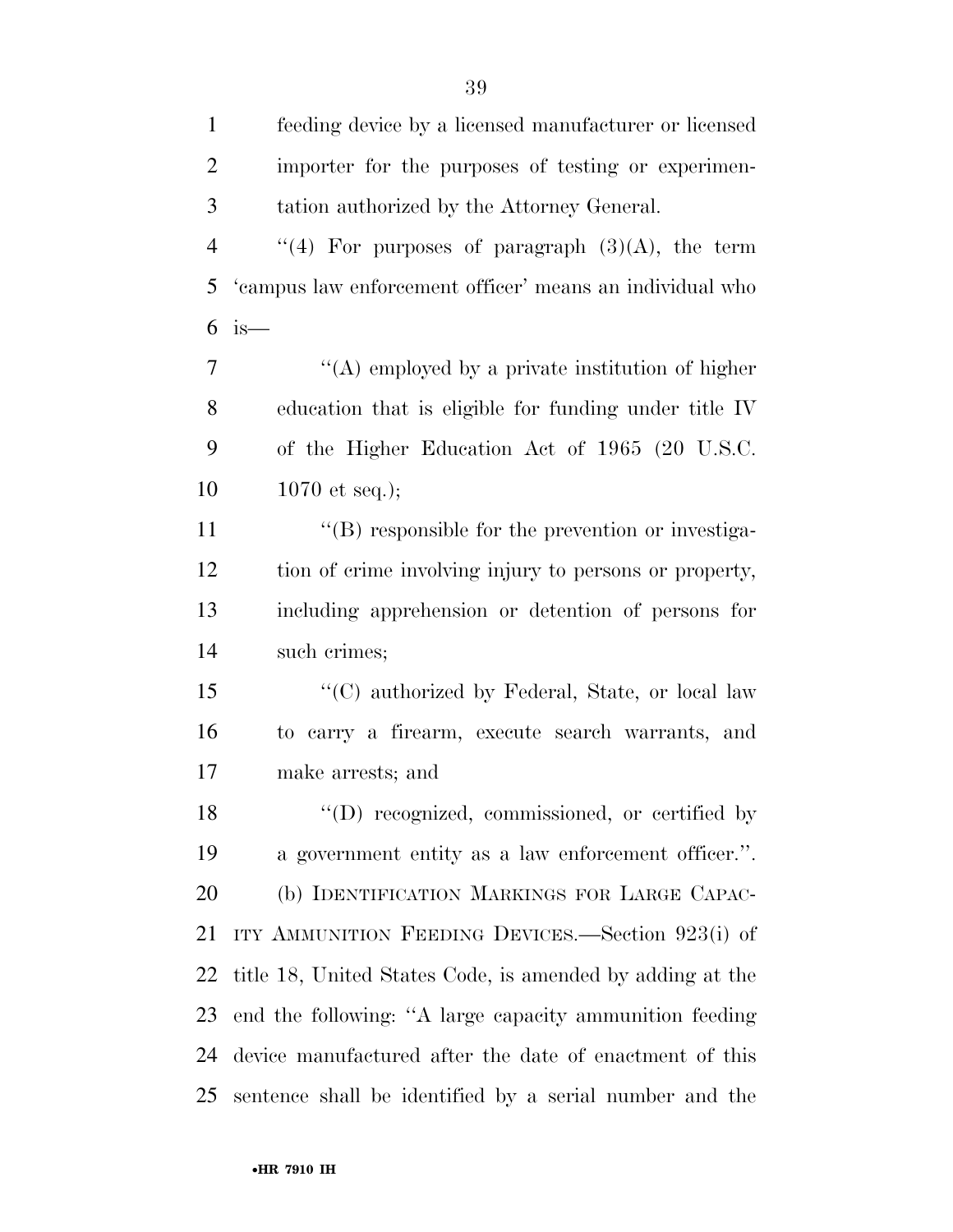feeding device by a licensed manufacturer or licensed importer for the purposes of testing or experimentation authorized by the Attorney General.

"(4) For purposes of paragraph (3)(A), the term 'campus law enforcement officer' means an individual who is—

"(A) employed by a private institution of higher education that is eligible for funding under title IV of the Higher Education Act of 1965 (20 U.S.C. 1070 et seq.);

"(B) responsible for the prevention or investigation of crime involving injury to persons or property, including apprehension or detention of persons for such crimes;

"(C) authorized by Federal, State, or local law to carry a firearm, execute search warrants, and make arrests; and

"(D) recognized, commissioned, or certified by a government entity as a law enforcement officer.".

(b) IDENTIFICATION MARKINGS FOR LARGE CAPACITY AMMUNITION FEEDING DEVICES.—Section 923(i) of title 18, United States Code, is amended by adding at the end the following: "A large capacity ammunition feeding device manufactured after the date of enactment of this sentence shall be identified by a serial number and the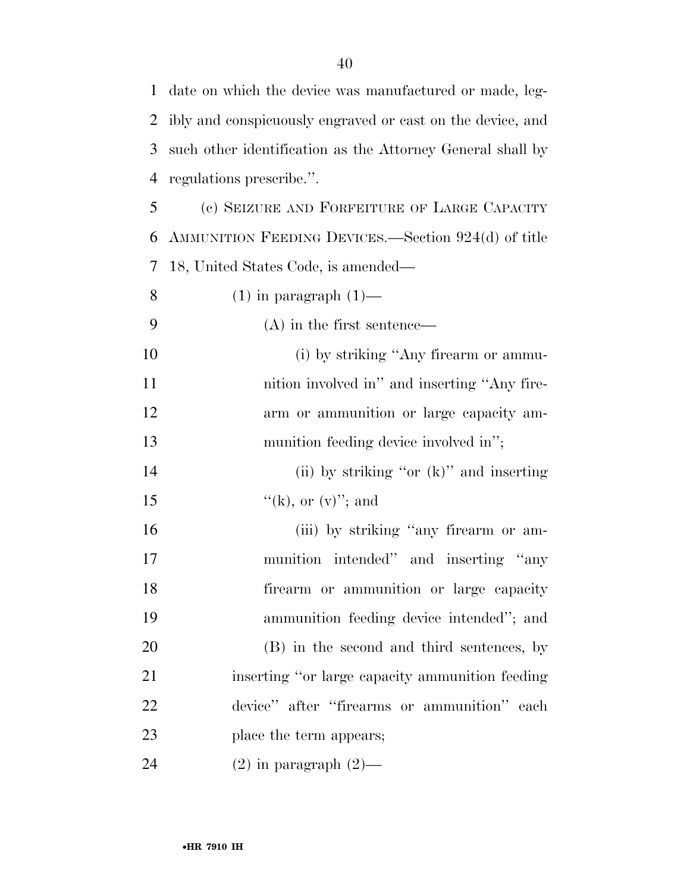date on which the device was manufactured or made, legibly and conspicuously engraved or cast on the device, and such other identification as the Attorney General shall by regulations prescribe.''.

(c) SEIZURE AND FORFEITURE OF LARGE CAPACITY AMMUNITION FEEDING DEVICES.—Section 924(d) of title 18, United States Code, is amended—

(1) in paragraph (1)—

(A) in the first sentence—

(i) by striking ''Any firearm or ammunition involved in'' and inserting ''Any firearm or ammunition or large capacity ammunition feeding device involved in'';

(ii) by striking ''or (k)'' and inserting ''(k), or (v)''; and

(iii) by striking ''any firearm or ammunition intended'' and inserting ''any firearm or ammunition or large capacity ammunition feeding device intended''; and

(B) in the second and third sentences, by inserting ''or large capacity ammunition feeding device'' after ''firearms or ammunition'' each place the term appears;

(2) in paragraph (2)—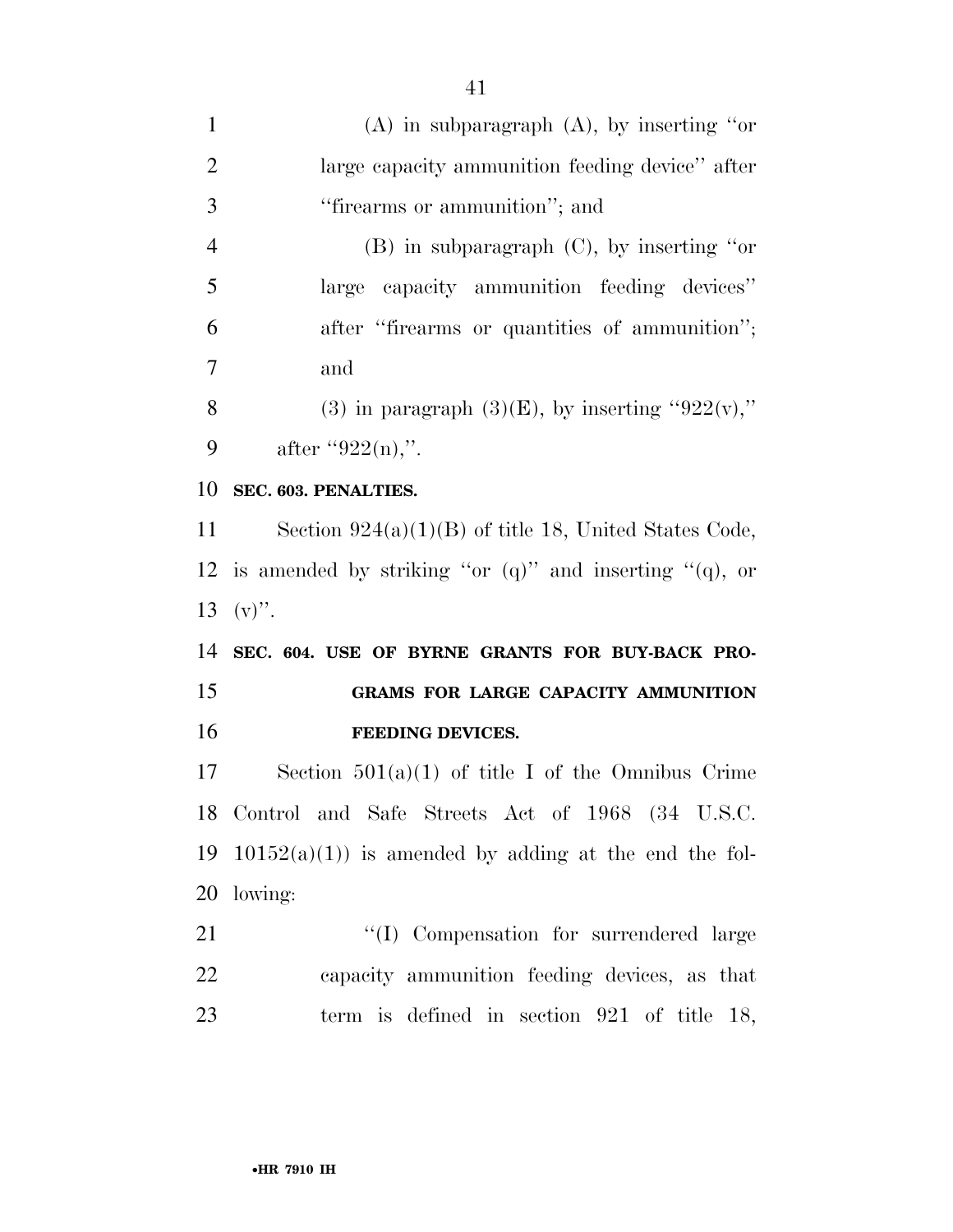(A) in subparagraph (A), by inserting "or large capacity ammunition feeding device" after "firearms or ammunition"; and

(B) in subparagraph (C), by inserting "or large capacity ammunition feeding devices" after "firearms or quantities of ammunition"; and

(3) in paragraph (3)(E), by inserting "922(v)," after "922(n),".

**SEC. 603. PENALTIES.**

Section 924(a)(1)(B) of title 18, United States Code, is amended by striking "or (q)" and inserting "(q), or (v)".

**SEC. 604. USE OF BYRNE GRANTS FOR BUY-BACK PROGRAMS FOR LARGE CAPACITY AMMUNITION FEEDING DEVICES.**

Section 501(a)(1) of title I of the Omnibus Crime Control and Safe Streets Act of 1968 (34 U.S.C. 10152(a)(1)) is amended by adding at the end the following:

"(I) Compensation for surrendered large capacity ammunition feeding devices, as that term is defined in section 921 of title 18,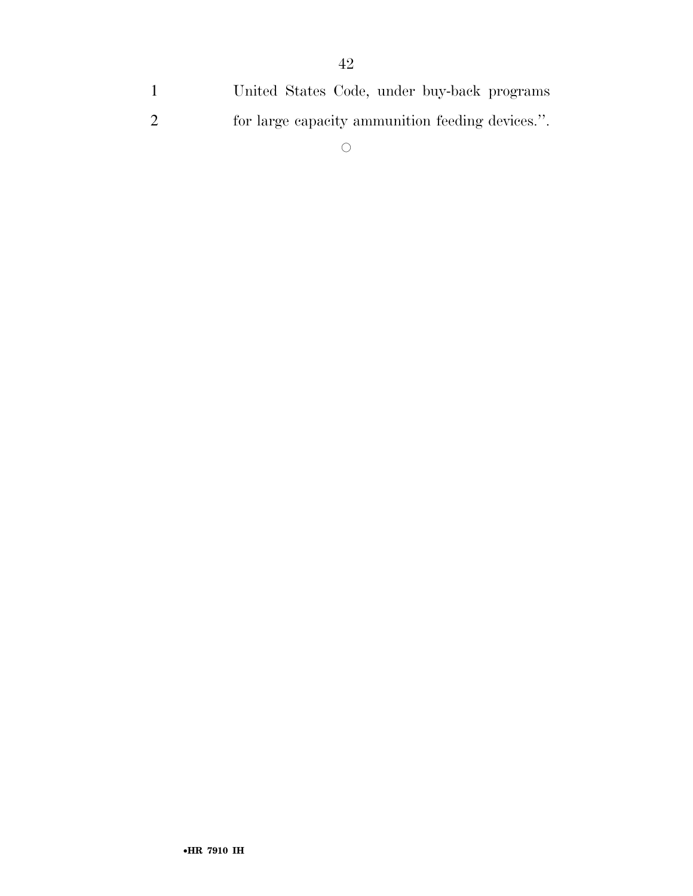United States Code, under buy-back programs for large capacity ammunition feeding devices.''.

○